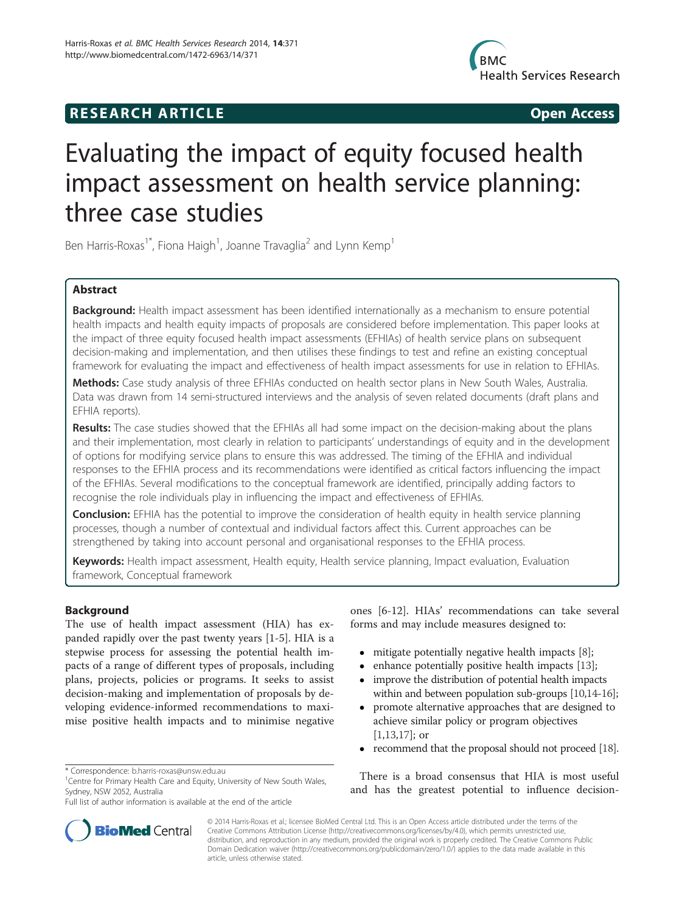**RESEARCH ARTICLE** **Open Access**

# Evaluating the impact of equity focused health impact assessment on health service planning: three case studies

Ben Harris-Roxas[1*], Fiona Haigh[1], Joanne Travaglia[2] and Lynn Kemp[1]

## Abstract

**Background:** Health impact assessment has been identified internationally as a mechanism to ensure potential health impacts and health equity impacts of proposals are considered before implementation. This paper looks at the impact of three equity focused health impact assessments (EFHIAs) of health service plans on subsequent decision-making and implementation, and then utilises these findings to test and refine an existing conceptual framework for evaluating the impact and effectiveness of health impact assessments for use in relation to EFHIAs.

**Methods:** Case study analysis of three EFHIAs conducted on health sector plans in New South Wales, Australia. Data was drawn from 14 semi-structured interviews and the analysis of seven related documents (draft plans and EFHIA reports).

**Results:** The case studies showed that the EFHIAs all had some impact on the decision-making about the plans and their implementation, most clearly in relation to participants' understandings of equity and in the development of options for modifying service plans to ensure this was addressed. The timing of the EFHIA and individual responses to the EFHIA process and its recommendations were identified as critical factors influencing the impact of the EFHIAs. Several modifications to the conceptual framework are identified, principally adding factors to recognise the role individuals play in influencing the impact and effectiveness of EFHIAs.

**Conclusion:** EFHIA has the potential to improve the consideration of health equity in health service planning processes, though a number of contextual and individual factors affect this. Current approaches can be strengthened by taking into account personal and organisational responses to the EFHIA process.

**Keywords:** Health impact assessment, Health equity, Health service planning, Impact evaluation, Evaluation framework, Conceptual framework

## Background

The use of health impact assessment (HIA) has expanded rapidly over the past twenty years [1-5]. HIA is a stepwise process for assessing the potential health impacts of a range of different types of proposals, including plans, projects, policies or programs. It seeks to assist decision-making and implementation of proposals by developing evidence-informed recommendations to maximise positive health impacts and to minimise negative ones [6-12]. HIAs' recommendations can take several forms and may include measures designed to:

- mitigate potentially negative health impacts [8];
- enhance potentially positive health impacts [13];
- improve the distribution of potential health impacts within and between population sub-groups [10,14-16];
- promote alternative approaches that are designed to achieve similar policy or program objectives [1,13,17]; or
- recommend that the proposal should not proceed [18].

There is a broad consensus that HIA is most useful and has the greatest potential to influence decision-

\* Correspondence: b.harris-roxas@unsw.edu.au
[1]Centre for Primary Health Care and Equity, University of New South Wales, Sydney, NSW 2052, Australia
Full list of author information is available at the end of the article

© 2014 Harris-Roxas et al.; licensee BioMed Central Ltd. This is an Open Access article distributed under the terms of the Creative Commons Attribution License (http://creativecommons.org/licenses/by/4.0), which permits unrestricted use, distribution, and reproduction in any medium, provided the original work is properly credited. The Creative Commons Public Domain Dedication waiver (http://creativecommons.org/publicdomain/zero/1.0/) applies to the data made available in this article, unless otherwise stated.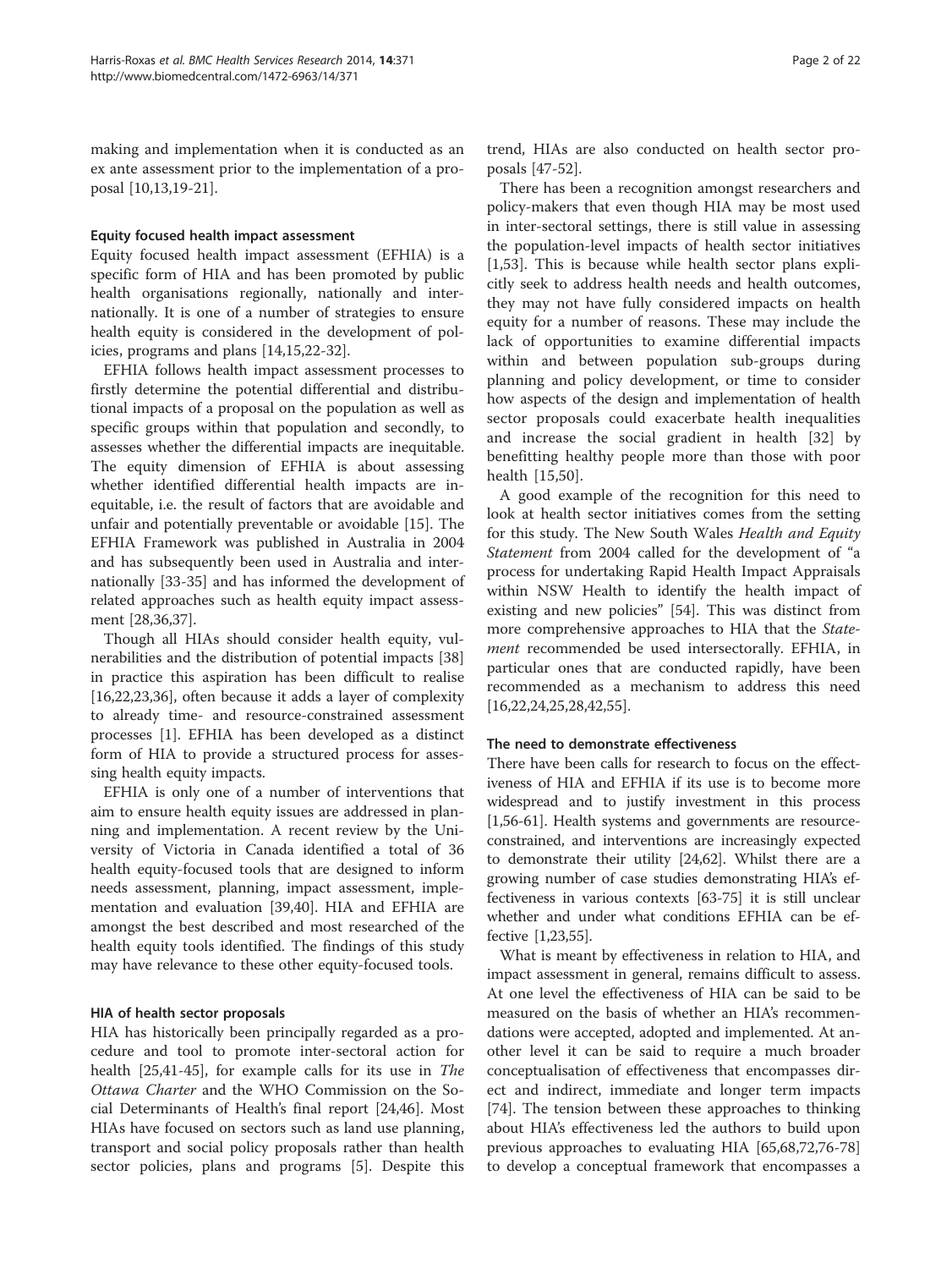making and implementation when it is conducted as an ex ante assessment prior to the implementation of a proposal [10,13,19-21].

### Equity focused health impact assessment

Equity focused health impact assessment (EFHIA) is a specific form of HIA and has been promoted by public health organisations regionally, nationally and internationally. It is one of a number of strategies to ensure health equity is considered in the development of policies, programs and plans [14,15,22-32].

EFHIA follows health impact assessment processes to firstly determine the potential differential and distributional impacts of a proposal on the population as well as specific groups within that population and secondly, to assesses whether the differential impacts are inequitable. The equity dimension of EFHIA is about assessing whether identified differential health impacts are inequitable, i.e. the result of factors that are avoidable and unfair and potentially preventable or avoidable [15]. The EFHIA Framework was published in Australia in 2004 and has subsequently been used in Australia and internationally [33-35] and has informed the development of related approaches such as health equity impact assessment [28,36,37].

Though all HIAs should consider health equity, vulnerabilities and the distribution of potential impacts [38] in practice this aspiration has been difficult to realise [16,22,23,36], often because it adds a layer of complexity to already time- and resource-constrained assessment processes [1]. EFHIA has been developed as a distinct form of HIA to provide a structured process for assessing health equity impacts.

EFHIA is only one of a number of interventions that aim to ensure health equity issues are addressed in planning and implementation. A recent review by the University of Victoria in Canada identified a total of 36 health equity-focused tools that are designed to inform needs assessment, planning, impact assessment, implementation and evaluation [39,40]. HIA and EFHIA are amongst the best described and most researched of the health equity tools identified. The findings of this study may have relevance to these other equity-focused tools.

### HIA of health sector proposals

HIA has historically been principally regarded as a procedure and tool to promote inter-sectoral action for health [25,41-45], for example calls for its use in *The Ottawa Charter* and the WHO Commission on the Social Determinants of Health's final report [24,46]. Most HIAs have focused on sectors such as land use planning, transport and social policy proposals rather than health sector policies, plans and programs [5]. Despite this trend, HIAs are also conducted on health sector proposals [47-52].

There has been a recognition amongst researchers and policy-makers that even though HIA may be most used in inter-sectoral settings, there is still value in assessing the population-level impacts of health sector initiatives [1,53]. This is because while health sector plans explicitly seek to address health needs and health outcomes, they may not have fully considered impacts on health equity for a number of reasons. These may include the lack of opportunities to examine differential impacts within and between population sub-groups during planning and policy development, or time to consider how aspects of the design and implementation of health sector proposals could exacerbate health inequalities and increase the social gradient in health [32] by benefitting healthy people more than those with poor health [15,50].

A good example of the recognition for this need to look at health sector initiatives comes from the setting for this study. The New South Wales *Health and Equity Statement* from 2004 called for the development of "a process for undertaking Rapid Health Impact Appraisals within NSW Health to identify the health impact of existing and new policies" [54]. This was distinct from more comprehensive approaches to HIA that the *Statement* recommended be used intersectorally. EFHIA, in particular ones that are conducted rapidly, have been recommended as a mechanism to address this need [16,22,24,25,28,42,55].

### The need to demonstrate effectiveness

There have been calls for research to focus on the effectiveness of HIA and EFHIA if its use is to become more widespread and to justify investment in this process [1,56-61]. Health systems and governments are resource-constrained, and interventions are increasingly expected to demonstrate their utility [24,62]. Whilst there are a growing number of case studies demonstrating HIA's effectiveness in various contexts [63-75] it is still unclear whether and under what conditions EFHIA can be effective [1,23,55].

What is meant by effectiveness in relation to HIA, and impact assessment in general, remains difficult to assess. At one level the effectiveness of HIA can be said to be measured on the basis of whether an HIA's recommendations were accepted, adopted and implemented. At another level it can be said to require a much broader conceptualisation of effectiveness that encompasses direct and indirect, immediate and longer term impacts [74]. The tension between these approaches to thinking about HIA's effectiveness led the authors to build upon previous approaches to evaluating HIA [65,68,72,76-78] to develop a conceptual framework that encompasses a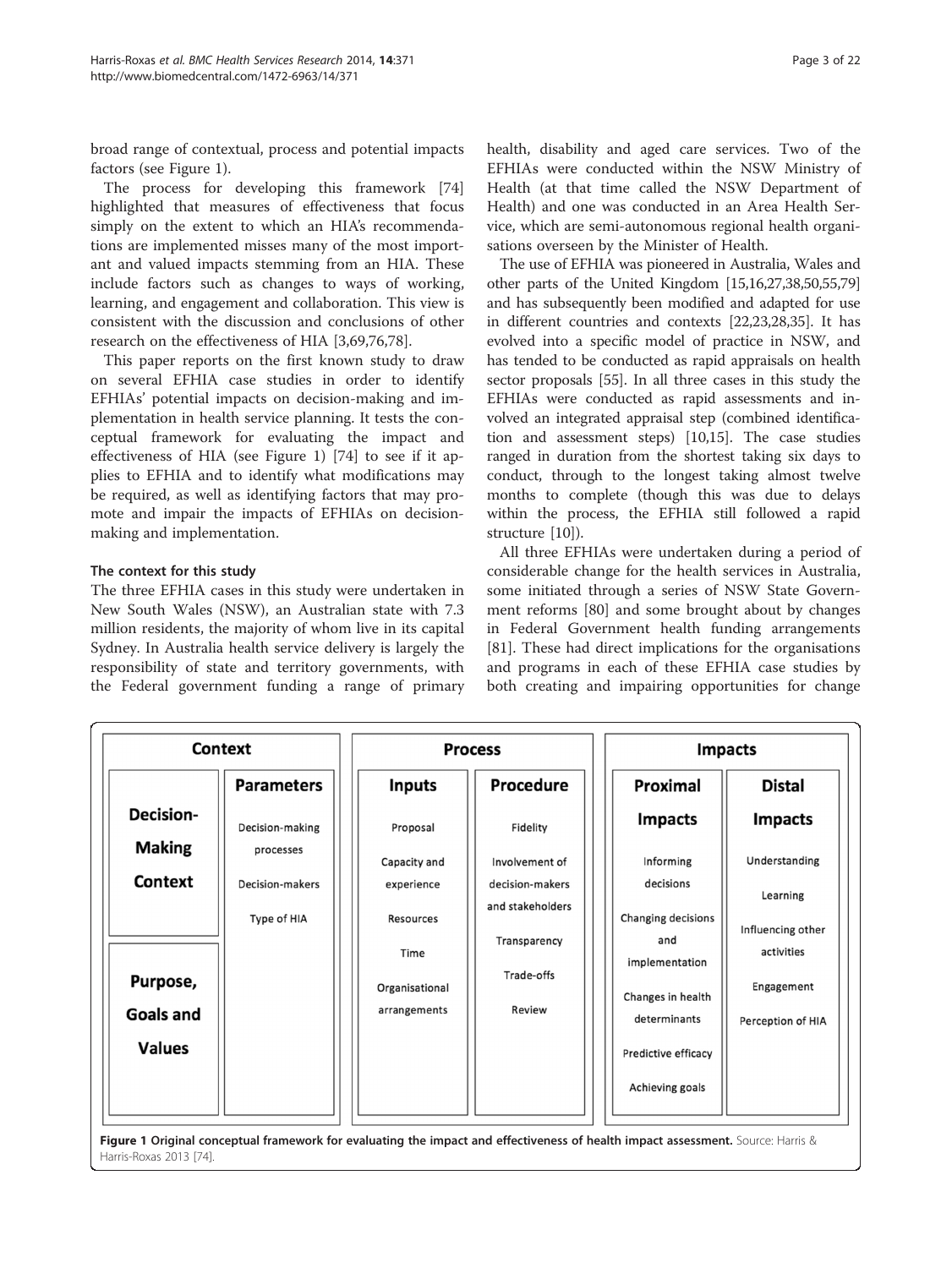broad range of contextual, process and potential impacts factors (see Figure 1).

The process for developing this framework [74] highlighted that measures of effectiveness that focus simply on the extent to which an HIA's recommendations are implemented misses many of the most important and valued impacts stemming from an HIA. These include factors such as changes to ways of working, learning, and engagement and collaboration. This view is consistent with the discussion and conclusions of other research on the effectiveness of HIA [3,69,76,78].

This paper reports on the first known study to draw on several EFHIA case studies in order to identify EFHIAs' potential impacts on decision-making and implementation in health service planning. It tests the conceptual framework for evaluating the impact and effectiveness of HIA (see Figure 1) [74] to see if it applies to EFHIA and to identify what modifications may be required, as well as identifying factors that may promote and impair the impacts of EFHIAs on decision-making and implementation.

### The context for this study

The three EFHIA cases in this study were undertaken in New South Wales (NSW), an Australian state with 7.3 million residents, the majority of whom live in its capital Sydney. In Australia health service delivery is largely the responsibility of state and territory governments, with the Federal government funding a range of primary health, disability and aged care services. Two of the EFHIAs were conducted within the NSW Ministry of Health (at that time called the NSW Department of Health) and one was conducted in an Area Health Service, which are semi-autonomous regional health organisations overseen by the Minister of Health.

The use of EFHIA was pioneered in Australia, Wales and other parts of the United Kingdom [15,16,27,38,50,55,79] and has subsequently been modified and adapted for use in different countries and contexts [22,23,28,35]. It has evolved into a specific model of practice in NSW, and has tended to be conducted as rapid appraisals on health sector proposals [55]. In all three cases in this study the EFHIAs were conducted as rapid assessments and involved an integrated appraisal step (combined identification and assessment steps) [10,15]. The case studies ranged in duration from the shortest taking six days to conduct, through to the longest taking almost twelve months to complete (though this was due to delays within the process, the EFHIA still followed a rapid structure [10]).

All three EFHIAs were undertaken during a period of considerable change for the health services in Australia, some initiated through a series of NSW State Government reforms [80] and some brought about by changes in Federal Government health funding arrangements [81]. These had direct implications for the organisations and programs in each of these EFHIA case studies by both creating and impairing opportunities for change

| Context | | Process | | Impacts | |
|---|---|---|---|---|---|
| | Parameters | Inputs | Procedure | Proximal Impacts | Distal Impacts |
| Decision-Making Context | Decision-making processes | Proposal | Fidelity | Informing decisions | Understanding |
| | Decision-makers | Capacity and experience | Involvement of decision-makers and stakeholders | Changing decisions and implementation | Learning |
| | Type of HIA | Resources | Transparency | Changes in health determinants | Influencing other activities |
| Purpose, Goals and Values | | Time | Trade-offs | Predictive efficacy | Engagement |
| | | Organisational arrangements | Review | Achieving goals | Perception of HIA |

**Figure 1 Original conceptual framework for evaluating the impact and effectiveness of health impact assessment.** Source: Harris & Harris-Roxas 2013 [74].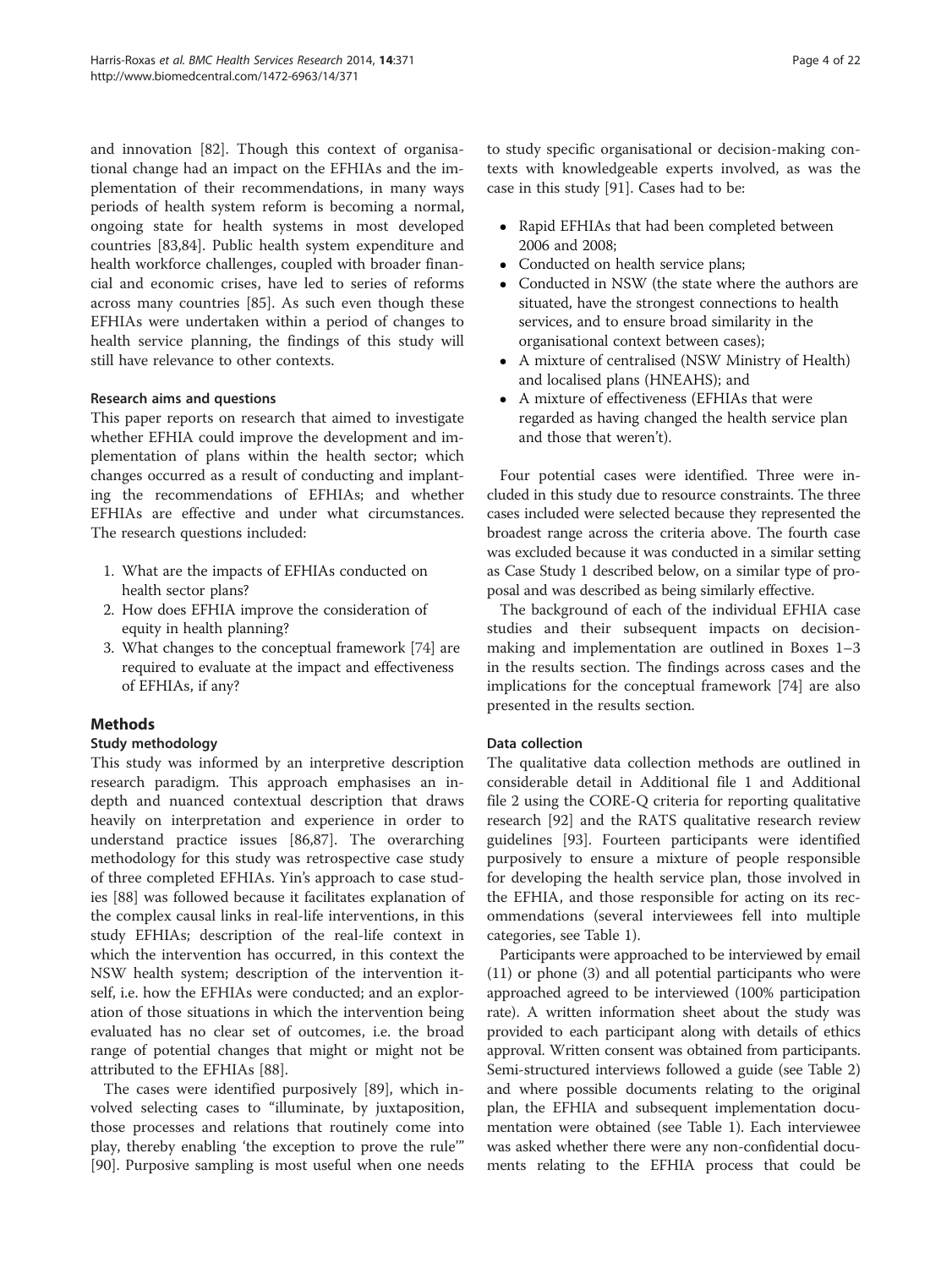and innovation [82]. Though this context of organisational change had an impact on the EFHIAs and the implementation of their recommendations, in many ways periods of health system reform is becoming a normal, ongoing state for health systems in most developed countries [83,84]. Public health system expenditure and health workforce challenges, coupled with broader financial and economic crises, have led to series of reforms across many countries [85]. As such even though these EFHIAs were undertaken within a period of changes to health service planning, the findings of this study will still have relevance to other contexts.

#### Research aims and questions

This paper reports on research that aimed to investigate whether EFHIA could improve the development and implementation of plans within the health sector; which changes occurred as a result of conducting and implanting the recommendations of EFHIAs; and whether EFHIAs are effective and under what circumstances. The research questions included:

1. What are the impacts of EFHIAs conducted on health sector plans?
2. How does EFHIA improve the consideration of equity in health planning?
3. What changes to the conceptual framework [74] are required to evaluate at the impact and effectiveness of EFHIAs, if any?

## Methods

### Study methodology

This study was informed by an interpretive description research paradigm. This approach emphasises an in-depth and nuanced contextual description that draws heavily on interpretation and experience in order to understand practice issues [86,87]. The overarching methodology for this study was retrospective case study of three completed EFHIAs. Yin's approach to case studies [88] was followed because it facilitates explanation of the complex causal links in real-life interventions, in this study EFHIAs; description of the real-life context in which the intervention has occurred, in this context the NSW health system; description of the intervention itself, i.e. how the EFHIAs were conducted; and an exploration of those situations in which the intervention being evaluated has no clear set of outcomes, i.e. the broad range of potential changes that might or might not be attributed to the EFHIAs [88].

The cases were identified purposively [89], which involved selecting cases to "illuminate, by juxtaposition, those processes and relations that routinely come into play, thereby enabling 'the exception to prove the rule'" [90]. Purposive sampling is most useful when one needs to study specific organisational or decision-making contexts with knowledgeable experts involved, as was the case in this study [91]. Cases had to be:

- Rapid EFHIAs that had been completed between 2006 and 2008;
- Conducted on health service plans;
- Conducted in NSW (the state where the authors are situated, have the strongest connections to health services, and to ensure broad similarity in the organisational context between cases);
- A mixture of centralised (NSW Ministry of Health) and localised plans (HNEAHS); and
- A mixture of effectiveness (EFHIAs that were regarded as having changed the health service plan and those that weren't).

Four potential cases were identified. Three were included in this study due to resource constraints. The three cases included were selected because they represented the broadest range across the criteria above. The fourth case was excluded because it was conducted in a similar setting as Case Study 1 described below, on a similar type of proposal and was described as being similarly effective.

The background of each of the individual EFHIA case studies and their subsequent impacts on decision-making and implementation are outlined in Boxes 1–3 in the results section. The findings across cases and the implications for the conceptual framework [74] are also presented in the results section.

### Data collection

The qualitative data collection methods are outlined in considerable detail in Additional file 1 and Additional file 2 using the CORE-Q criteria for reporting qualitative research [92] and the RATS qualitative research review guidelines [93]. Fourteen participants were identified purposively to ensure a mixture of people responsible for developing the health service plan, those involved in the EFHIA, and those responsible for acting on its recommendations (several interviewees fell into multiple categories, see Table 1).

Participants were approached to be interviewed by email (11) or phone (3) and all potential participants who were approached agreed to be interviewed (100% participation rate). A written information sheet about the study was provided to each participant along with details of ethics approval. Written consent was obtained from participants. Semi-structured interviews followed a guide (see Table 2) and where possible documents relating to the original plan, the EFHIA and subsequent implementation documentation were obtained (see Table 1). Each interviewee was asked whether there were any non-confidential documents relating to the EFHIA process that could be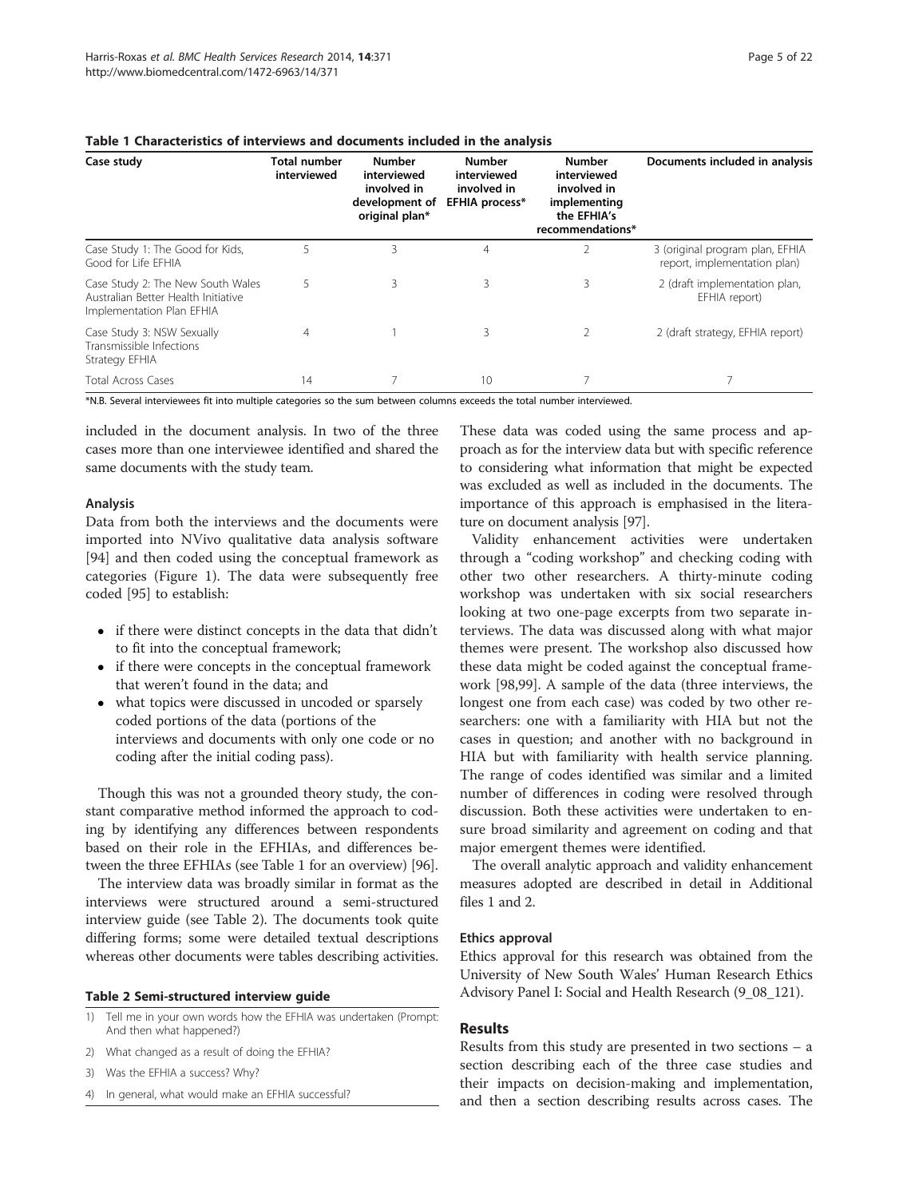**Table 1 Characteristics of interviews and documents included in the analysis**

| Case study | Total number interviewed | Number interviewed involved in development of original plan* | Number interviewed involved in EFHIA process* | Number interviewed involved in implementing the EFHIA's recommendations* | Documents included in analysis |
|---|---|---|---|---|---|
| Case Study 1: The Good for Kids, Good for Life EFHIA | 5 | 3 | 4 | 2 | 3 (original program plan, EFHIA report, implementation plan) |
| Case Study 2: The New South Wales Australian Better Health Initiative Implementation Plan EFHIA | 5 | 3 | 3 | 3 | 2 (draft implementation plan, EFHIA report) |
| Case Study 3: NSW Sexually Transmissible Infections Strategy EFHIA | 4 | 1 | 3 | 2 | 2 (draft strategy, EFHIA report) |
| Total Across Cases | 14 | 7 | 10 | 7 | 7 |

*N.B. Several interviewees fit into multiple categories so the sum between columns exceeds the total number interviewed.

included in the document analysis. In two of the three cases more than one interviewee identified and shared the same documents with the study team.

### Analysis

Data from both the interviews and the documents were imported into NVivo qualitative data analysis software [94] and then coded using the conceptual framework as categories (Figure 1). The data were subsequently free coded [95] to establish:

- if there were distinct concepts in the data that didn't to fit into the conceptual framework;
- if there were concepts in the conceptual framework that weren't found in the data; and
- what topics were discussed in uncoded or sparsely coded portions of the data (portions of the interviews and documents with only one code or no coding after the initial coding pass).

Though this was not a grounded theory study, the constant comparative method informed the approach to coding by identifying any differences between respondents based on their role in the EFHIAs, and differences between the three EFHIAs (see Table 1 for an overview) [96].

The interview data was broadly similar in format as the interviews were structured around a semi-structured interview guide (see Table 2). The documents took quite differing forms; some were detailed textual descriptions whereas other documents were tables describing activities.

**Table 2 Semi-structured interview guide**

| |
|---|
| 1) Tell me in your own words how the EFHIA was undertaken (Prompt: And then what happened?) |
| 2) What changed as a result of doing the EFHIA? |
| 3) Was the EFHIA a success? Why? |
| 4) In general, what would make an EFHIA successful? |

These data was coded using the same process and approach as for the interview data but with specific reference to considering what information that might be expected was excluded as well as included in the documents. The importance of this approach is emphasised in the literature on document analysis [97].

Validity enhancement activities were undertaken through a "coding workshop" and checking coding with other two other researchers. A thirty-minute coding workshop was undertaken with six social researchers looking at two one-page excerpts from two separate interviews. The data was discussed along with what major themes were present. The workshop also discussed how these data might be coded against the conceptual framework [98,99]. A sample of the data (three interviews, the longest one from each case) was coded by two other researchers: one with a familiarity with HIA but not the cases in question; and another with no background in HIA but with familiarity with health service planning. The range of codes identified was similar and a limited number of differences in coding were resolved through discussion. Both these activities were undertaken to ensure broad similarity and agreement on coding and that major emergent themes were identified.

The overall analytic approach and validity enhancement measures adopted are described in detail in Additional files 1 and 2.

### Ethics approval

Ethics approval for this research was obtained from the University of New South Wales' Human Research Ethics Advisory Panel I: Social and Health Research (9_08_121).

## Results

Results from this study are presented in two sections – a section describing each of the three case studies and their impacts on decision-making and implementation, and then a section describing results across cases. The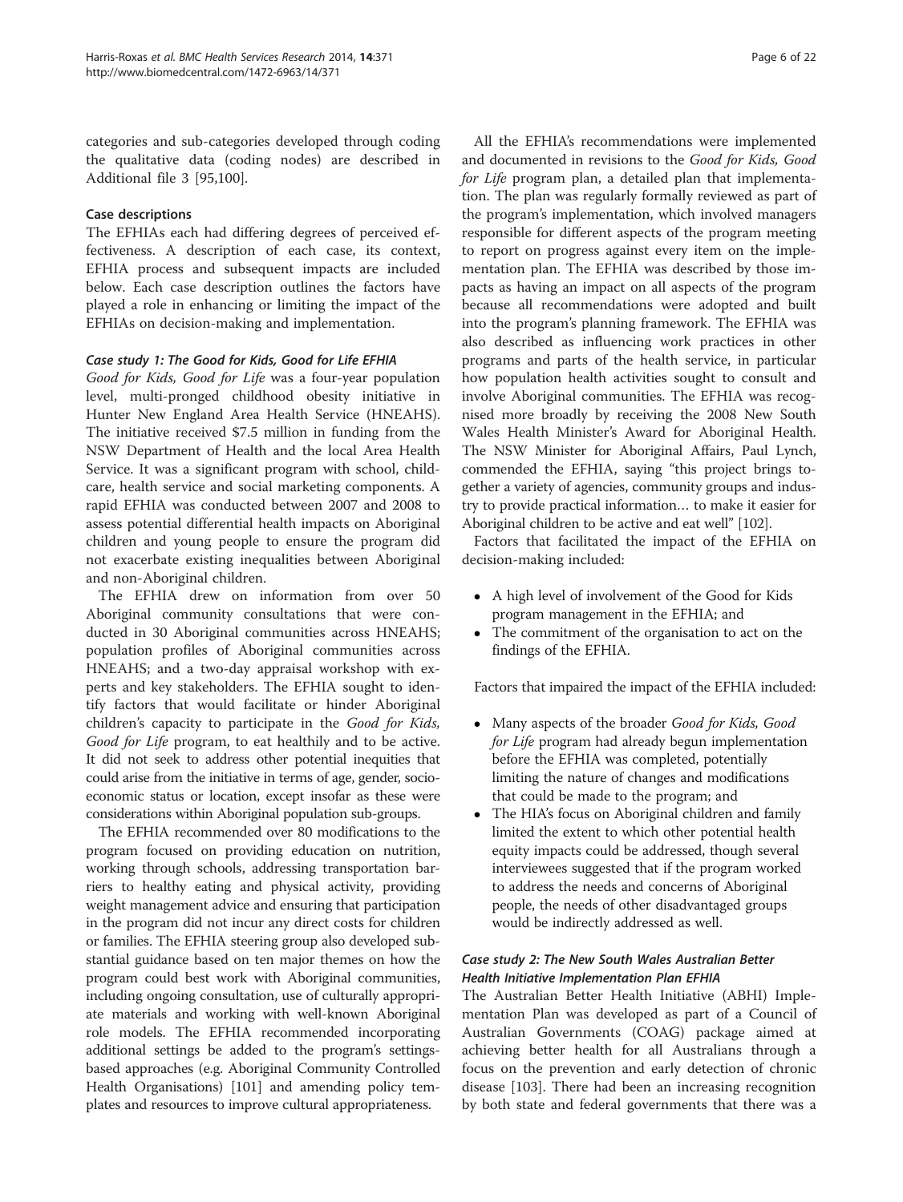categories and sub-categories developed through coding the qualitative data (coding nodes) are described in Additional file 3 [95,100].

### Case descriptions

The EFHIAs each had differing degrees of perceived effectiveness. A description of each case, its context, EFHIA process and subsequent impacts are included below. Each case description outlines the factors have played a role in enhancing or limiting the impact of the EFHIAs on decision-making and implementation.

#### *Case study 1: The Good for Kids, Good for Life EFHIA*

*Good for Kids, Good for Life* was a four-year population level, multi-pronged childhood obesity initiative in Hunter New England Area Health Service (HNEAHS). The initiative received $7.5 million in funding from the NSW Department of Health and the local Area Health Service. It was a significant program with school, childcare, health service and social marketing components. A rapid EFHIA was conducted between 2007 and 2008 to assess potential differential health impacts on Aboriginal children and young people to ensure the program did not exacerbate existing inequalities between Aboriginal and non-Aboriginal children.

The EFHIA drew on information from over 50 Aboriginal community consultations that were conducted in 30 Aboriginal communities across HNEAHS; population profiles of Aboriginal communities across HNEAHS; and a two-day appraisal workshop with experts and key stakeholders. The EFHIA sought to identify factors that would facilitate or hinder Aboriginal children's capacity to participate in the *Good for Kids, Good for Life* program, to eat healthily and to be active. It did not seek to address other potential inequities that could arise from the initiative in terms of age, gender, socioeconomic status or location, except insofar as these were considerations within Aboriginal population sub-groups.

The EFHIA recommended over 80 modifications to the program focused on providing education on nutrition, working through schools, addressing transportation barriers to healthy eating and physical activity, providing weight management advice and ensuring that participation in the program did not incur any direct costs for children or families. The EFHIA steering group also developed substantial guidance based on ten major themes on how the program could best work with Aboriginal communities, including ongoing consultation, use of culturally appropriate materials and working with well-known Aboriginal role models. The EFHIA recommended incorporating additional settings be added to the program's settings-based approaches (e.g. Aboriginal Community Controlled Health Organisations) [101] and amending policy templates and resources to improve cultural appropriateness.

All the EFHIA's recommendations were implemented and documented in revisions to the *Good for Kids, Good for Life* program plan, a detailed plan that implementation. The plan was regularly formally reviewed as part of the program's implementation, which involved managers responsible for different aspects of the program meeting to report on progress against every item on the implementation plan. The EFHIA was described by those impacts as having an impact on all aspects of the program because all recommendations were adopted and built into the program's planning framework. The EFHIA was also described as influencing work practices in other programs and parts of the health service, in particular how population health activities sought to consult and involve Aboriginal communities. The EFHIA was recognised more broadly by receiving the 2008 New South Wales Health Minister's Award for Aboriginal Health. The NSW Minister for Aboriginal Affairs, Paul Lynch, commended the EFHIA, saying "this project brings together a variety of agencies, community groups and industry to provide practical information… to make it easier for Aboriginal children to be active and eat well" [102].

Factors that facilitated the impact of the EFHIA on decision-making included:

- A high level of involvement of the Good for Kids program management in the EFHIA; and
- The commitment of the organisation to act on the findings of the EFHIA.

Factors that impaired the impact of the EFHIA included:

- Many aspects of the broader *Good for Kids, Good for Life* program had already begun implementation before the EFHIA was completed, potentially limiting the nature of changes and modifications that could be made to the program; and
- The HIA's focus on Aboriginal children and family limited the extent to which other potential health equity impacts could be addressed, though several interviewees suggested that if the program worked to address the needs and concerns of Aboriginal people, the needs of other disadvantaged groups would be indirectly addressed as well.

#### *Case study 2: The New South Wales Australian Better Health Initiative Implementation Plan EFHIA*

The Australian Better Health Initiative (ABHI) Implementation Plan was developed as part of a Council of Australian Governments (COAG) package aimed at achieving better health for all Australians through a focus on the prevention and early detection of chronic disease [103]. There had been an increasing recognition by both state and federal governments that there was a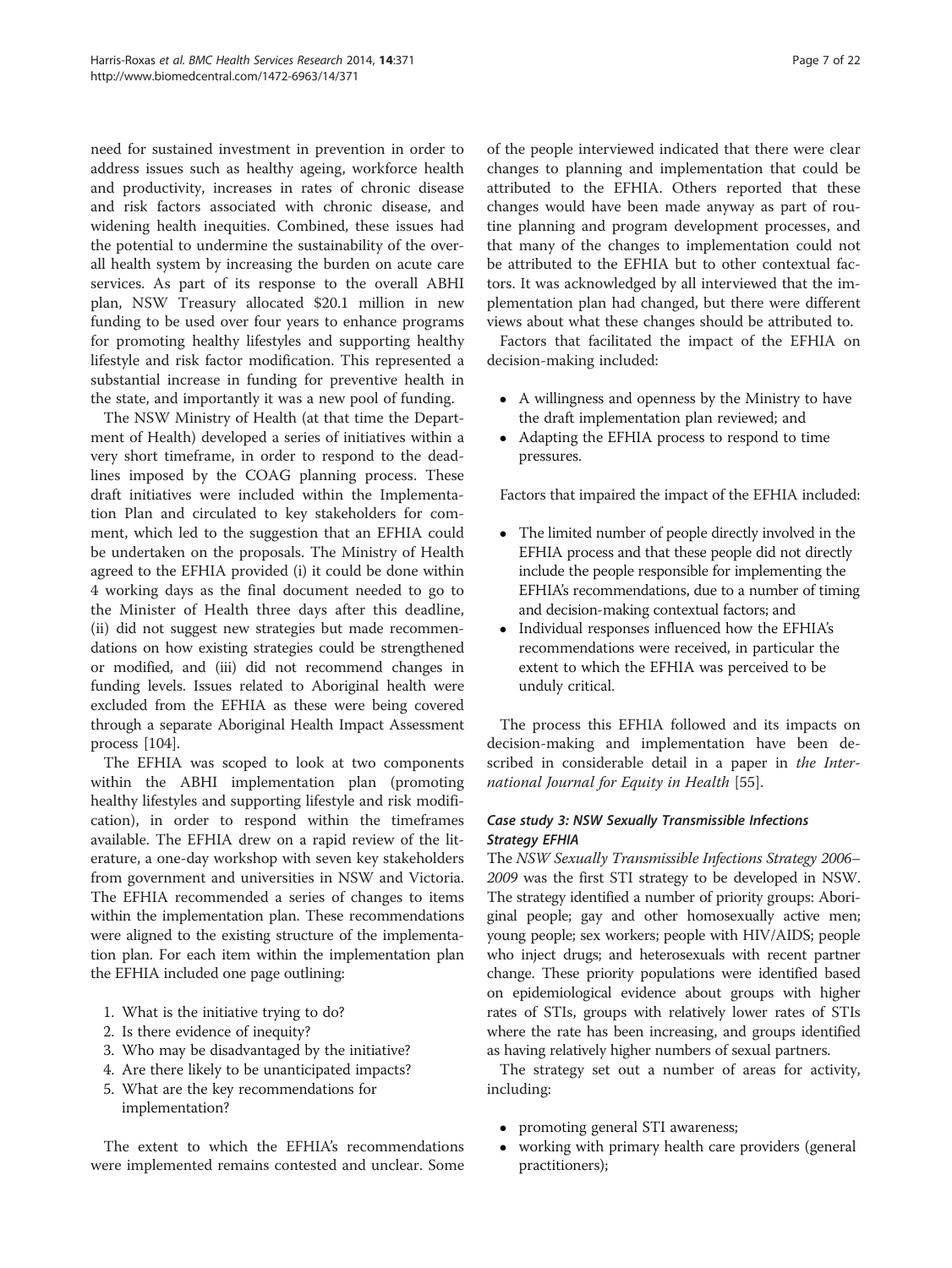need for sustained investment in prevention in order to address issues such as healthy ageing, workforce health and productivity, increases in rates of chronic disease and risk factors associated with chronic disease, and widening health inequities. Combined, these issues had the potential to undermine the sustainability of the overall health system by increasing the burden on acute care services. As part of its response to the overall ABHI plan, NSW Treasury allocated $20.1 million in new funding to be used over four years to enhance programs for promoting healthy lifestyles and supporting healthy lifestyle and risk factor modification. This represented a substantial increase in funding for preventive health in the state, and importantly it was a new pool of funding.

The NSW Ministry of Health (at that time the Department of Health) developed a series of initiatives within a very short timeframe, in order to respond to the deadlines imposed by the COAG planning process. These draft initiatives were included within the Implementation Plan and circulated to key stakeholders for comment, which led to the suggestion that an EFHIA could be undertaken on the proposals. The Ministry of Health agreed to the EFHIA provided (i) it could be done within 4 working days as the final document needed to go to the Minister of Health three days after this deadline, (ii) did not suggest new strategies but made recommendations on how existing strategies could be strengthened or modified, and (iii) did not recommend changes in funding levels. Issues related to Aboriginal health were excluded from the EFHIA as these were being covered through a separate Aboriginal Health Impact Assessment process [104].

The EFHIA was scoped to look at two components within the ABHI implementation plan (promoting healthy lifestyles and supporting lifestyle and risk modification), in order to respond within the timeframes available. The EFHIA drew on a rapid review of the literature, a one-day workshop with seven key stakeholders from government and universities in NSW and Victoria. The EFHIA recommended a series of changes to items within the implementation plan. These recommendations were aligned to the existing structure of the implementation plan. For each item within the implementation plan the EFHIA included one page outlining:

1. What is the initiative trying to do?
2. Is there evidence of inequity?
3. Who may be disadvantaged by the initiative?
4. Are there likely to be unanticipated impacts?
5. What are the key recommendations for implementation?

The extent to which the EFHIA's recommendations were implemented remains contested and unclear. Some of the people interviewed indicated that there were clear changes to planning and implementation that could be attributed to the EFHIA. Others reported that these changes would have been made anyway as part of routine planning and program development processes, and that many of the changes to implementation could not be attributed to the EFHIA but to other contextual factors. It was acknowledged by all interviewed that the implementation plan had changed, but there were different views about what these changes should be attributed to.

Factors that facilitated the impact of the EFHIA on decision-making included:

- A willingness and openness by the Ministry to have the draft implementation plan reviewed; and
- Adapting the EFHIA process to respond to time pressures.

Factors that impaired the impact of the EFHIA included:

- The limited number of people directly involved in the EFHIA process and that these people did not directly include the people responsible for implementing the EFHIA's recommendations, due to a number of timing and decision-making contextual factors; and
- Individual responses influenced how the EFHIA's recommendations were received, in particular the extent to which the EFHIA was perceived to be unduly critical.

The process this EFHIA followed and its impacts on decision-making and implementation have been described in considerable detail in a paper in *the International Journal for Equity in Health* [55].

### *Case study 3: NSW Sexually Transmissible Infections Strategy EFHIA*

The *NSW Sexually Transmissible Infections Strategy 2006–2009* was the first STI strategy to be developed in NSW. The strategy identified a number of priority groups: Aboriginal people; gay and other homosexually active men; young people; sex workers; people with HIV/AIDS; people who inject drugs; and heterosexuals with recent partner change. These priority populations were identified based on epidemiological evidence about groups with higher rates of STIs, groups with relatively lower rates of STIs where the rate has been increasing, and groups identified as having relatively higher numbers of sexual partners.

The strategy set out a number of areas for activity, including:

- promoting general STI awareness;
- working with primary health care providers (general practitioners);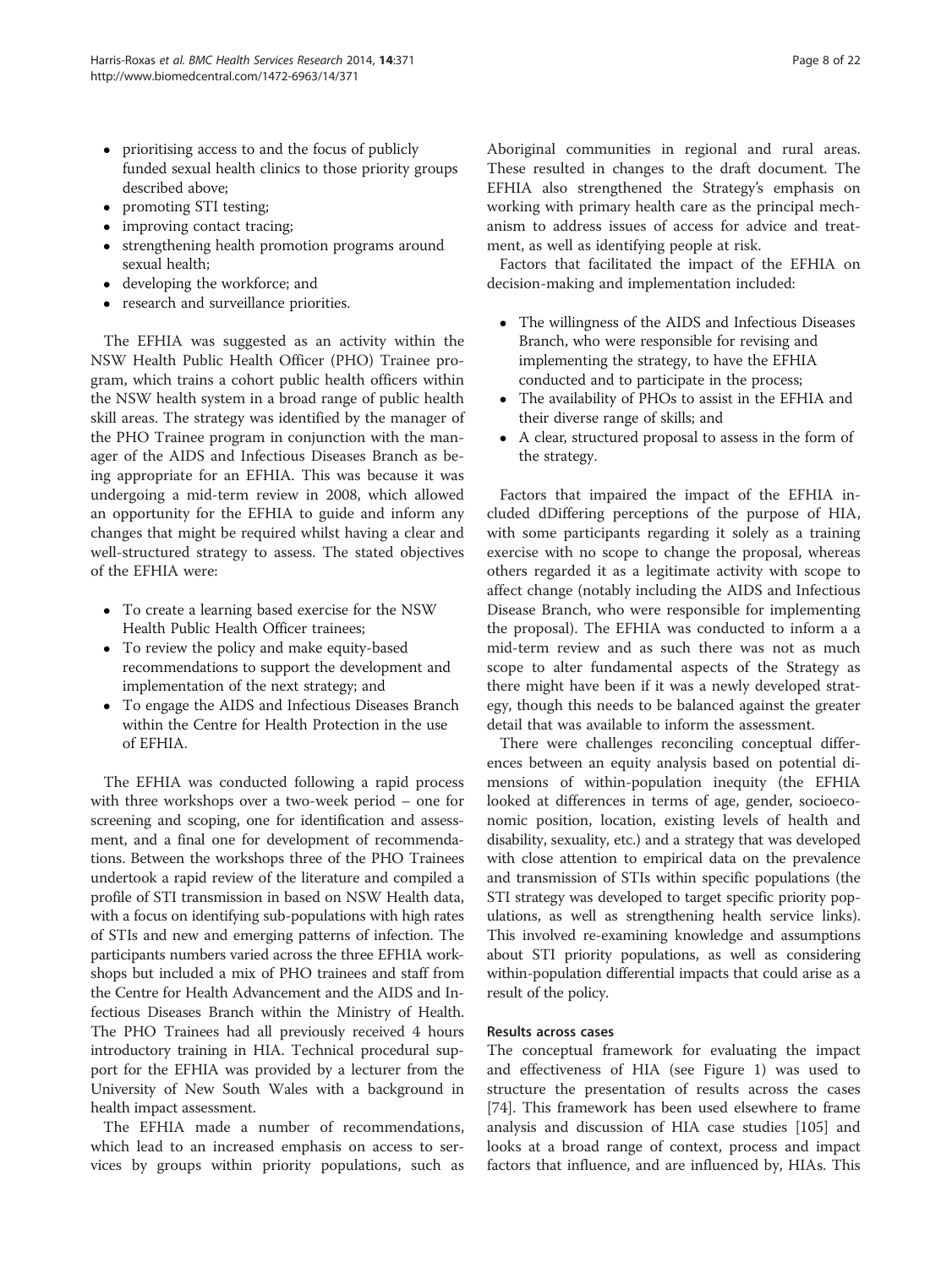- prioritising access to and the focus of publicly funded sexual health clinics to those priority groups described above;
- promoting STI testing;
- improving contact tracing;
- strengthening health promotion programs around sexual health;
- developing the workforce; and
- research and surveillance priorities.

The EFHIA was suggested as an activity within the NSW Health Public Health Officer (PHO) Trainee program, which trains a cohort public health officers within the NSW health system in a broad range of public health skill areas. The strategy was identified by the manager of the PHO Trainee program in conjunction with the manager of the AIDS and Infectious Diseases Branch as being appropriate for an EFHIA. This was because it was undergoing a mid-term review in 2008, which allowed an opportunity for the EFHIA to guide and inform any changes that might be required whilst having a clear and well-structured strategy to assess. The stated objectives of the EFHIA were:

- To create a learning based exercise for the NSW Health Public Health Officer trainees;
- To review the policy and make equity-based recommendations to support the development and implementation of the next strategy; and
- To engage the AIDS and Infectious Diseases Branch within the Centre for Health Protection in the use of EFHIA.

The EFHIA was conducted following a rapid process with three workshops over a two-week period – one for screening and scoping, one for identification and assessment, and a final one for development of recommendations. Between the workshops three of the PHO Trainees undertook a rapid review of the literature and compiled a profile of STI transmission in based on NSW Health data, with a focus on identifying sub-populations with high rates of STIs and new and emerging patterns of infection. The participants numbers varied across the three EFHIA workshops but included a mix of PHO trainees and staff from the Centre for Health Advancement and the AIDS and Infectious Diseases Branch within the Ministry of Health. The PHO Trainees had all previously received 4 hours introductory training in HIA. Technical procedural support for the EFHIA was provided by a lecturer from the University of New South Wales with a background in health impact assessment.

The EFHIA made a number of recommendations, which lead to an increased emphasis on access to services by groups within priority populations, such as Aboriginal communities in regional and rural areas. These resulted in changes to the draft document. The EFHIA also strengthened the Strategy's emphasis on working with primary health care as the principal mechanism to address issues of access for advice and treatment, as well as identifying people at risk.

Factors that facilitated the impact of the EFHIA on decision-making and implementation included:

- The willingness of the AIDS and Infectious Diseases Branch, who were responsible for revising and implementing the strategy, to have the EFHIA conducted and to participate in the process;
- The availability of PHOs to assist in the EFHIA and their diverse range of skills; and
- A clear, structured proposal to assess in the form of the strategy.

Factors that impaired the impact of the EFHIA included dDiffering perceptions of the purpose of HIA, with some participants regarding it solely as a training exercise with no scope to change the proposal, whereas others regarded it as a legitimate activity with scope to affect change (notably including the AIDS and Infectious Disease Branch, who were responsible for implementing the proposal). The EFHIA was conducted to inform a a mid-term review and as such there was not as much scope to alter fundamental aspects of the Strategy as there might have been if it was a newly developed strategy, though this needs to be balanced against the greater detail that was available to inform the assessment.

There were challenges reconciling conceptual differences between an equity analysis based on potential dimensions of within-population inequity (the EFHIA looked at differences in terms of age, gender, socioeconomic position, location, existing levels of health and disability, sexuality, etc.) and a strategy that was developed with close attention to empirical data on the prevalence and transmission of STIs within specific populations (the STI strategy was developed to target specific priority populations, as well as strengthening health service links). This involved re-examining knowledge and assumptions about STI priority populations, as well as considering within-population differential impacts that could arise as a result of the policy.

#### Results across cases

The conceptual framework for evaluating the impact and effectiveness of HIA (see Figure 1) was used to structure the presentation of results across the cases [74]. This framework has been used elsewhere to frame analysis and discussion of HIA case studies [105] and looks at a broad range of context, process and impact factors that influence, and are influenced by, HIAs. This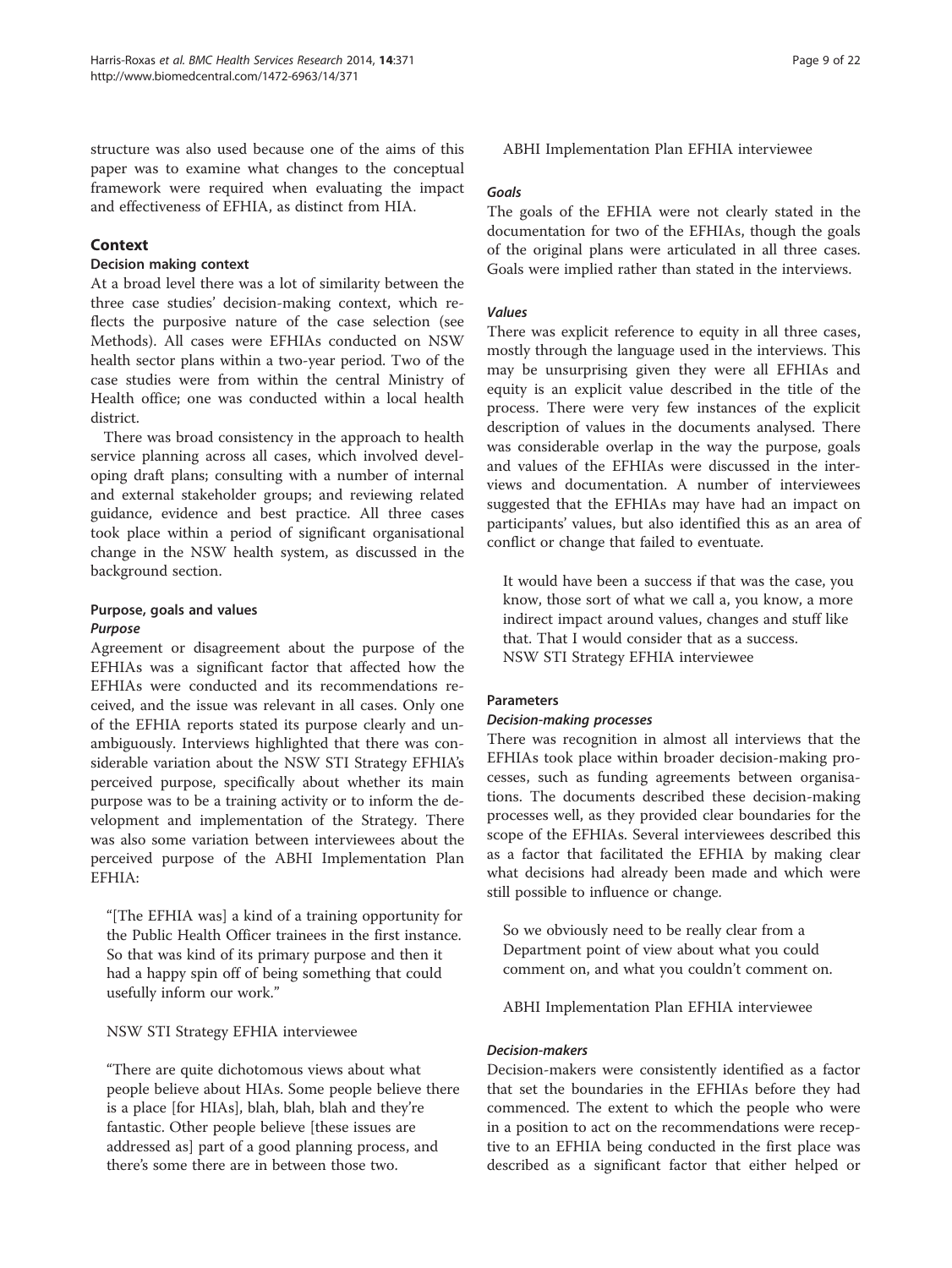structure was also used because one of the aims of this paper was to examine what changes to the conceptual framework were required when evaluating the impact and effectiveness of EFHIA, as distinct from HIA.

## Context

### Decision making context

At a broad level there was a lot of similarity between the three case studies' decision-making context, which reflects the purposive nature of the case selection (see Methods). All cases were EFHIAs conducted on NSW health sector plans within a two-year period. Two of the case studies were from within the central Ministry of Health office; one was conducted within a local health district.

There was broad consistency in the approach to health service planning across all cases, which involved developing draft plans; consulting with a number of internal and external stakeholder groups; and reviewing related guidance, evidence and best practice. All three cases took place within a period of significant organisational change in the NSW health system, as discussed in the background section.

### Purpose, goals and values

#### *Purpose*

Agreement or disagreement about the purpose of the EFHIAs was a significant factor that affected how the EFHIAs were conducted and its recommendations received, and the issue was relevant in all cases. Only one of the EFHIA reports stated its purpose clearly and unambiguously. Interviews highlighted that there was considerable variation about the NSW STI Strategy EFHIA's perceived purpose, specifically about whether its main purpose was to be a training activity or to inform the development and implementation of the Strategy. There was also some variation between interviewees about the perceived purpose of the ABHI Implementation Plan EFHIA:

> "[The EFHIA was] a kind of a training opportunity for the Public Health Officer trainees in the first instance. So that was kind of its primary purpose and then it had a happy spin off of being something that could usefully inform our work."
>
> NSW STI Strategy EFHIA interviewee

> "There are quite dichotomous views about what people believe about HIAs. Some people believe there is a place [for HIAs], blah, blah, blah and they're fantastic. Other people believe [these issues are addressed as] part of a good planning process, and there's some there are in between those two.
>
> ABHI Implementation Plan EFHIA interviewee

#### *Goals*

The goals of the EFHIA were not clearly stated in the documentation for two of the EFHIAs, though the goals of the original plans were articulated in all three cases. Goals were implied rather than stated in the interviews.

#### *Values*

There was explicit reference to equity in all three cases, mostly through the language used in the interviews. This may be unsurprising given they were all EFHIAs and equity is an explicit value described in the title of the process. There were very few instances of the explicit description of values in the documents analysed. There was considerable overlap in the way the purpose, goals and values of the EFHIAs were discussed in the interviews and documentation. A number of interviewees suggested that the EFHIAs may have had an impact on participants' values, but also identified this as an area of conflict or change that failed to eventuate.

> It would have been a success if that was the case, you know, those sort of what we call a, you know, a more indirect impact around values, changes and stuff like that. That I would consider that as a success.
> NSW STI Strategy EFHIA interviewee

### Parameters

#### *Decision-making processes*

There was recognition in almost all interviews that the EFHIAs took place within broader decision-making processes, such as funding agreements between organisations. The documents described these decision-making processes well, as they provided clear boundaries for the scope of the EFHIAs. Several interviewees described this as a factor that facilitated the EFHIA by making clear what decisions had already been made and which were still possible to influence or change.

> So we obviously need to be really clear from a Department point of view about what you could comment on, and what you couldn't comment on.
>
> ABHI Implementation Plan EFHIA interviewee

#### *Decision-makers*

Decision-makers were consistently identified as a factor that set the boundaries in the EFHIAs before they had commenced. The extent to which the people who were in a position to act on the recommendations were receptive to an EFHIA being conducted in the first place was described as a significant factor that either helped or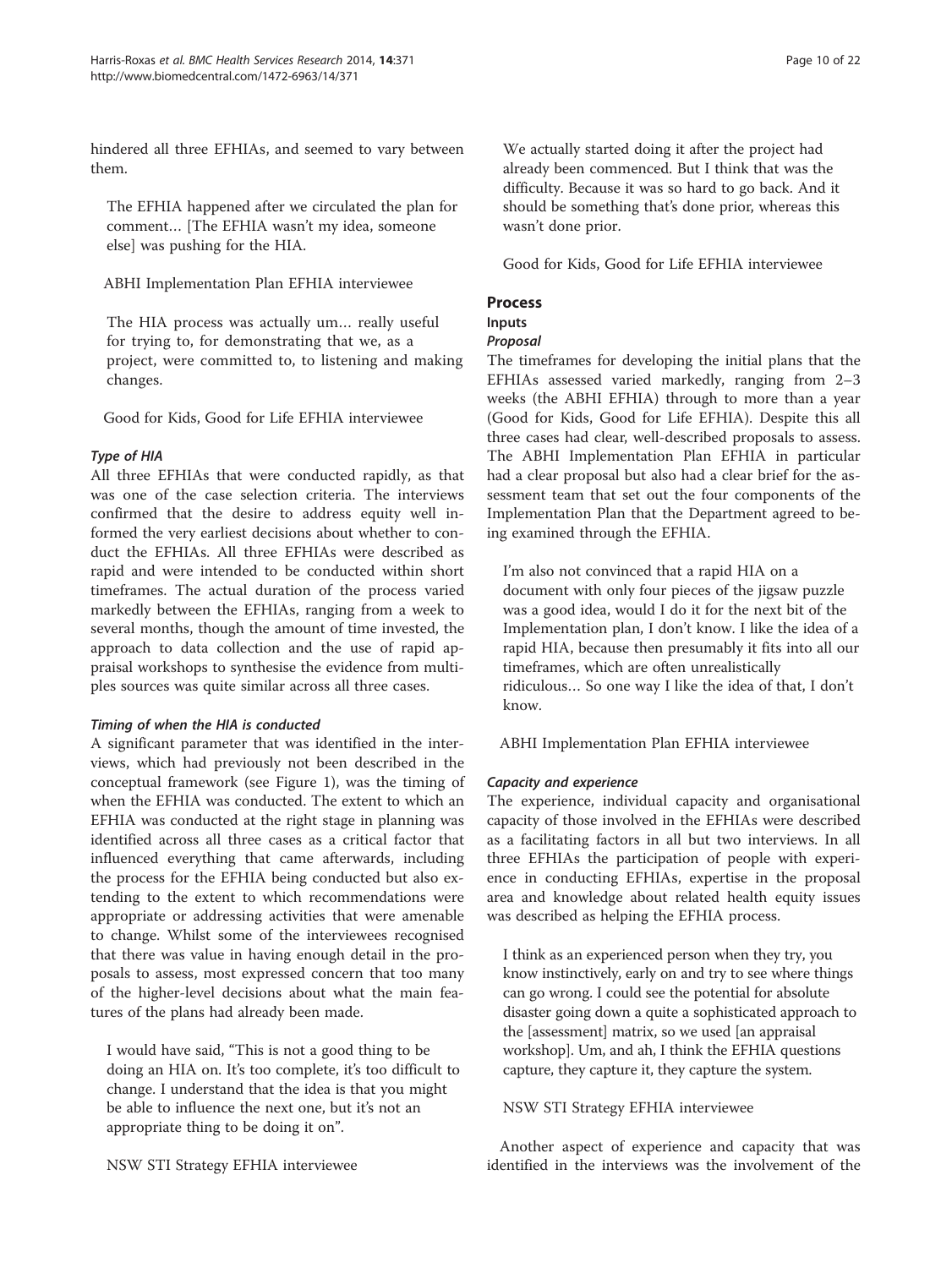hindered all three EFHIAs, and seemed to vary between them.

> The EFHIA happened after we circulated the plan for comment… [The EFHIA wasn't my idea, someone else] was pushing for the HIA.
>
> ABHI Implementation Plan EFHIA interviewee

> The HIA process was actually um… really useful for trying to, for demonstrating that we, as a project, were committed to, to listening and making changes.
>
> Good for Kids, Good for Life EFHIA interviewee

#### *Type of HIA*

All three EFHIAs that were conducted rapidly, as that was one of the case selection criteria. The interviews confirmed that the desire to address equity well informed the very earliest decisions about whether to conduct the EFHIAs. All three EFHIAs were described as rapid and were intended to be conducted within short timeframes. The actual duration of the process varied markedly between the EFHIAs, ranging from a week to several months, though the amount of time invested, the approach to data collection and the use of rapid appraisal workshops to synthesise the evidence from multiples sources was quite similar across all three cases.

#### *Timing of when the HIA is conducted*

A significant parameter that was identified in the interviews, which had previously not been described in the conceptual framework (see Figure 1), was the timing of when the EFHIA was conducted. The extent to which an EFHIA was conducted at the right stage in planning was identified across all three cases as a critical factor that influenced everything that came afterwards, including the process for the EFHIA being conducted but also extending to the extent to which recommendations were appropriate or addressing activities that were amenable to change. Whilst some of the interviewees recognised that there was value in having enough detail in the proposals to assess, most expressed concern that too many of the higher-level decisions about what the main features of the plans had already been made.

> I would have said, "This is not a good thing to be doing an HIA on. It's too complete, it's too difficult to change. I understand that the idea is that you might be able to influence the next one, but it's not an appropriate thing to be doing it on".
>
> NSW STI Strategy EFHIA interviewee

> We actually started doing it after the project had already been commenced. But I think that was the difficulty. Because it was so hard to go back. And it should be something that's done prior, whereas this wasn't done prior.
>
> Good for Kids, Good for Life EFHIA interviewee

## Process

### Inputs

#### *Proposal*

The timeframes for developing the initial plans that the EFHIAs assessed varied markedly, ranging from 2–3 weeks (the ABHI EFHIA) through to more than a year (Good for Kids, Good for Life EFHIA). Despite this all three cases had clear, well-described proposals to assess. The ABHI Implementation Plan EFHIA in particular had a clear proposal but also had a clear brief for the assessment team that set out the four components of the Implementation Plan that the Department agreed to being examined through the EFHIA.

> I'm also not convinced that a rapid HIA on a document with only four pieces of the jigsaw puzzle was a good idea, would I do it for the next bit of the Implementation plan, I don't know. I like the idea of a rapid HIA, because then presumably it fits into all our timeframes, which are often unrealistically ridiculous… So one way I like the idea of that, I don't know.
>
> ABHI Implementation Plan EFHIA interviewee

#### *Capacity and experience*

The experience, individual capacity and organisational capacity of those involved in the EFHIAs were described as a facilitating factors in all but two interviews. In all three EFHIAs the participation of people with experience in conducting EFHIAs, expertise in the proposal area and knowledge about related health equity issues was described as helping the EFHIA process.

> I think as an experienced person when they try, you know instinctively, early on and try to see where things can go wrong. I could see the potential for absolute disaster going down a quite a sophisticated approach to the [assessment] matrix, so we used [an appraisal workshop]. Um, and ah, I think the EFHIA questions capture, they capture it, they capture the system.
>
> NSW STI Strategy EFHIA interviewee

Another aspect of experience and capacity that was identified in the interviews was the involvement of the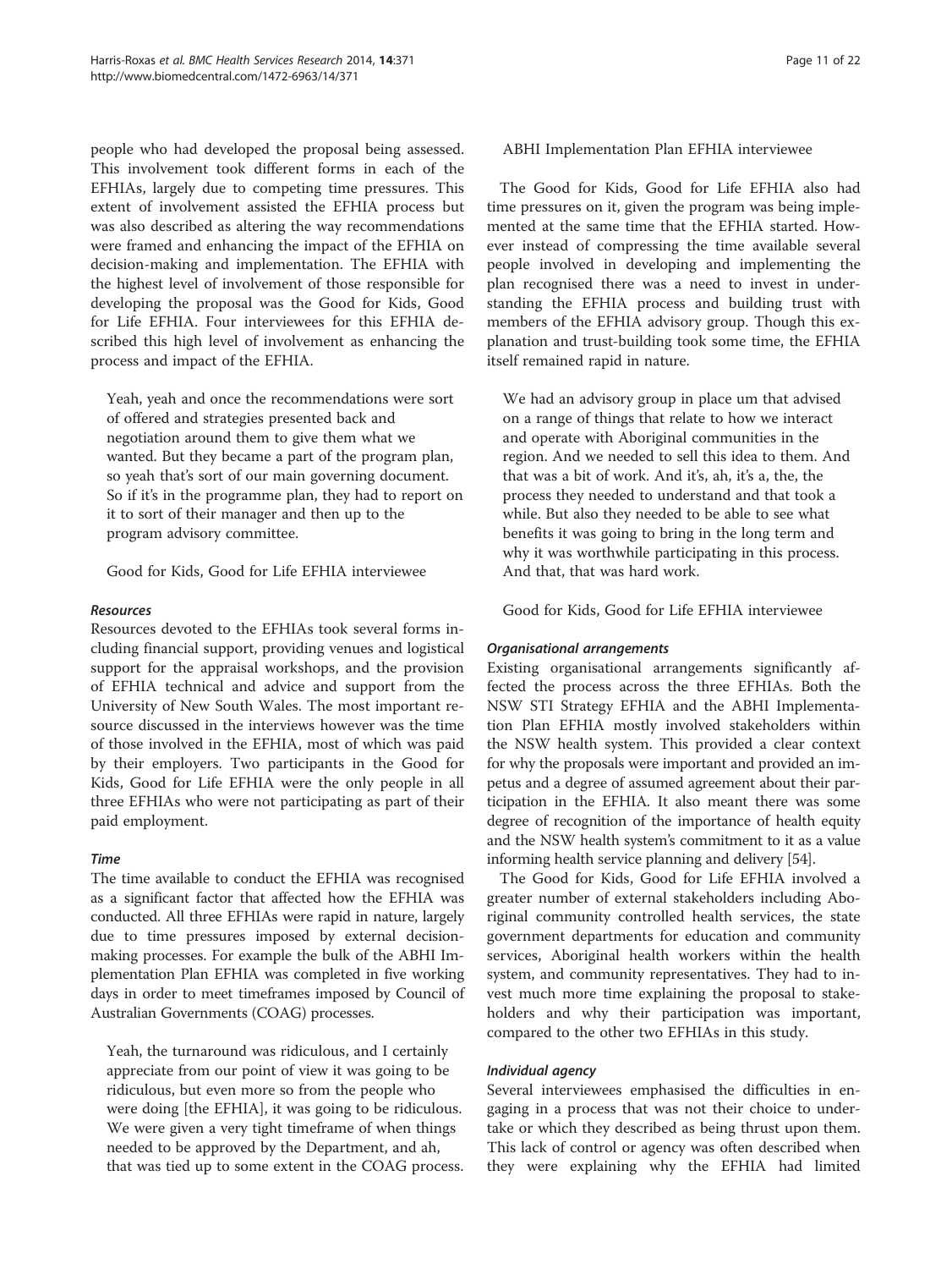people who had developed the proposal being assessed. This involvement took different forms in each of the EFHIAs, largely due to competing time pressures. This extent of involvement assisted the EFHIA process but was also described as altering the way recommendations were framed and enhancing the impact of the EFHIA on decision-making and implementation. The EFHIA with the highest level of involvement of those responsible for developing the proposal was the Good for Kids, Good for Life EFHIA. Four interviewees for this EFHIA described this high level of involvement as enhancing the process and impact of the EFHIA.

> Yeah, yeah and once the recommendations were sort of offered and strategies presented back and negotiation around them to give them what we wanted. But they became a part of the program plan, so yeah that's sort of our main governing document. So if it's in the programme plan, they had to report on it to sort of their manager and then up to the program advisory committee.
>
> Good for Kids, Good for Life EFHIA interviewee

#### *Resources*

Resources devoted to the EFHIAs took several forms including financial support, providing venues and logistical support for the appraisal workshops, and the provision of EFHIA technical and advice and support from the University of New South Wales. The most important resource discussed in the interviews however was the time of those involved in the EFHIA, most of which was paid by their employers. Two participants in the Good for Kids, Good for Life EFHIA were the only people in all three EFHIAs who were not participating as part of their paid employment.

#### *Time*

The time available to conduct the EFHIA was recognised as a significant factor that affected how the EFHIA was conducted. All three EFHIAs were rapid in nature, largely due to time pressures imposed by external decision-making processes. For example the bulk of the ABHI Implementation Plan EFHIA was completed in five working days in order to meet timeframes imposed by Council of Australian Governments (COAG) processes.

> Yeah, the turnaround was ridiculous, and I certainly appreciate from our point of view it was going to be ridiculous, but even more so from the people who were doing [the EFHIA], it was going to be ridiculous. We were given a very tight timeframe of when things needed to be approved by the Department, and ah, that was tied up to some extent in the COAG process.
>
> ABHI Implementation Plan EFHIA interviewee

The Good for Kids, Good for Life EFHIA also had time pressures on it, given the program was being implemented at the same time that the EFHIA started. However instead of compressing the time available several people involved in developing and implementing the plan recognised there was a need to invest in understanding the EFHIA process and building trust with members of the EFHIA advisory group. Though this explanation and trust-building took some time, the EFHIA itself remained rapid in nature.

> We had an advisory group in place um that advised on a range of things that relate to how we interact and operate with Aboriginal communities in the region. And we needed to sell this idea to them. And that was a bit of work. And it's, ah, it's a, the, the process they needed to understand and that took a while. But also they needed to be able to see what benefits it was going to bring in the long term and why it was worthwhile participating in this process. And that, that was hard work.
>
> Good for Kids, Good for Life EFHIA interviewee

#### *Organisational arrangements*

Existing organisational arrangements significantly affected the process across the three EFHIAs. Both the NSW STI Strategy EFHIA and the ABHI Implementation Plan EFHIA mostly involved stakeholders within the NSW health system. This provided a clear context for why the proposals were important and provided an impetus and a degree of assumed agreement about their participation in the EFHIA. It also meant there was some degree of recognition of the importance of health equity and the NSW health system's commitment to it as a value informing health service planning and delivery [54].

The Good for Kids, Good for Life EFHIA involved a greater number of external stakeholders including Aboriginal community controlled health services, the state government departments for education and community services, Aboriginal health workers within the health system, and community representatives. They had to invest much more time explaining the proposal to stakeholders and why their participation was important, compared to the other two EFHIAs in this study.

#### *Individual agency*

Several interviewees emphasised the difficulties in engaging in a process that was not their choice to undertake or which they described as being thrust upon them. This lack of control or agency was often described when they were explaining why the EFHIA had limited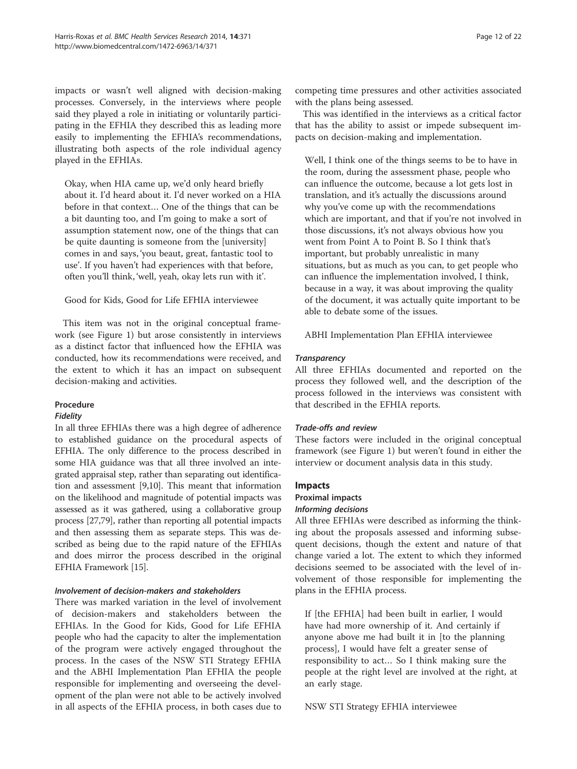impacts or wasn't well aligned with decision-making processes. Conversely, in the interviews where people said they played a role in initiating or voluntarily participating in the EFHIA they described this as leading more easily to implementing the EFHIA's recommendations, illustrating both aspects of the role individual agency played in the EFHIAs.

> Okay, when HIA came up, we'd only heard briefly about it. I'd heard about it. I'd never worked on a HIA before in that context… One of the things that can be a bit daunting too, and I'm going to make a sort of assumption statement now, one of the things that can be quite daunting is someone from the [university] comes in and says, 'you beaut, great, fantastic tool to use'. If you haven't had experiences with that before, often you'll think, 'well, yeah, okay lets run with it'.
>
> Good for Kids, Good for Life EFHIA interviewee

This item was not in the original conceptual framework (see Figure 1) but arose consistently in interviews as a distinct factor that influenced how the EFHIA was conducted, how its recommendations were received, and the extent to which it has an impact on subsequent decision-making and activities.

### Procedure

#### *Fidelity*

In all three EFHIAs there was a high degree of adherence to established guidance on the procedural aspects of EFHIA. The only difference to the process described in some HIA guidance was that all three involved an integrated appraisal step, rather than separating out identification and assessment [9,10]. This meant that information on the likelihood and magnitude of potential impacts was assessed as it was gathered, using a collaborative group process [27,79], rather than reporting all potential impacts and then assessing them as separate steps. This was described as being due to the rapid nature of the EFHIAs and does mirror the process described in the original EFHIA Framework [15].

#### *Involvement of decision-makers and stakeholders*

There was marked variation in the level of involvement of decision-makers and stakeholders between the EFHIAs. In the Good for Kids, Good for Life EFHIA people who had the capacity to alter the implementation of the program were actively engaged throughout the process. In the cases of the NSW STI Strategy EFHIA and the ABHI Implementation Plan EFHIA the people responsible for implementing and overseeing the development of the plan were not able to be actively involved in all aspects of the EFHIA process, in both cases due to competing time pressures and other activities associated with the plans being assessed.

This was identified in the interviews as a critical factor that has the ability to assist or impede subsequent impacts on decision-making and implementation.

> Well, I think one of the things seems to be to have in the room, during the assessment phase, people who can influence the outcome, because a lot gets lost in translation, and it's actually the discussions around why you've come up with the recommendations which are important, and that if you're not involved in those discussions, it's not always obvious how you went from Point A to Point B. So I think that's important, but probably unrealistic in many situations, but as much as you can, to get people who can influence the implementation involved, I think, because in a way, it was about improving the quality of the document, it was actually quite important to be able to debate some of the issues.
>
> ABHI Implementation Plan EFHIA interviewee

#### *Transparency*

All three EFHIAs documented and reported on the process they followed well, and the description of the process followed in the interviews was consistent with that described in the EFHIA reports.

#### *Trade-offs and review*

These factors were included in the original conceptual framework (see Figure 1) but weren't found in either the interview or document analysis data in this study.

## Impacts

### Proximal impacts

#### *Informing decisions*

All three EFHIAs were described as informing the thinking about the proposals assessed and informing subsequent decisions, though the extent and nature of that change varied a lot. The extent to which they informed decisions seemed to be associated with the level of involvement of those responsible for implementing the plans in the EFHIA process.

> If [the EFHIA] had been built in earlier, I would have had more ownership of it. And certainly if anyone above me had built it in [to the planning process], I would have felt a greater sense of responsibility to act… So I think making sure the people at the right level are involved at the right, at an early stage.
>
> NSW STI Strategy EFHIA interviewee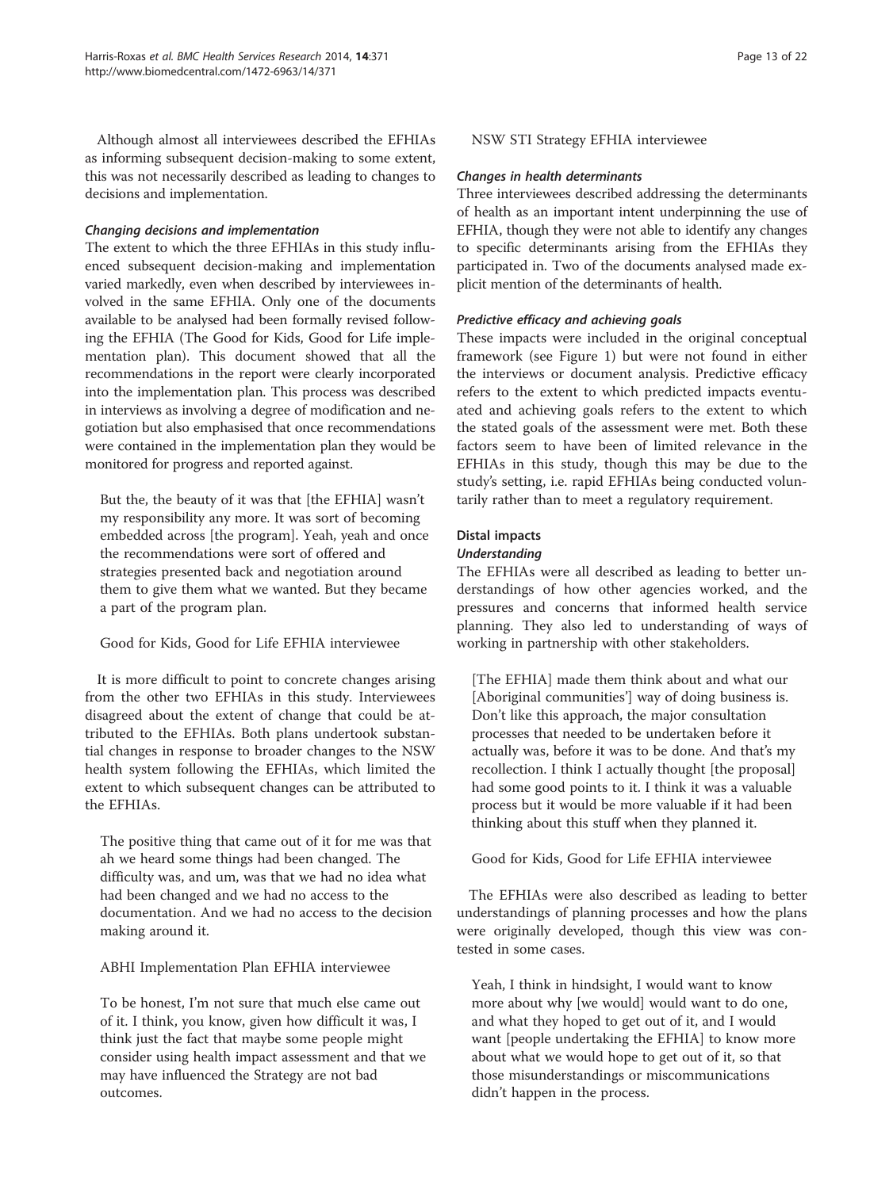Although almost all interviewees described the EFHIAs as informing subsequent decision-making to some extent, this was not necessarily described as leading to changes to decisions and implementation.

#### *Changing decisions and implementation*

The extent to which the three EFHIAs in this study influenced subsequent decision-making and implementation varied markedly, even when described by interviewees involved in the same EFHIA. Only one of the documents available to be analysed had been formally revised following the EFHIA (The Good for Kids, Good for Life implementation plan). This document showed that all the recommendations in the report were clearly incorporated into the implementation plan. This process was described in interviews as involving a degree of modification and negotiation but also emphasised that once recommendations were contained in the implementation plan they would be monitored for progress and reported against.

> But the, the beauty of it was that [the EFHIA] wasn't my responsibility any more. It was sort of becoming embedded across [the program]. Yeah, yeah and once the recommendations were sort of offered and strategies presented back and negotiation around them to give them what we wanted. But they became a part of the program plan.
>
> Good for Kids, Good for Life EFHIA interviewee

It is more difficult to point to concrete changes arising from the other two EFHIAs in this study. Interviewees disagreed about the extent of change that could be attributed to the EFHIAs. Both plans undertook substantial changes in response to broader changes to the NSW health system following the EFHIAs, which limited the extent to which subsequent changes can be attributed to the EFHIAs.

> The positive thing that came out of it for me was that ah we heard some things had been changed. The difficulty was, and um, was that we had no idea what had been changed and we had no access to the documentation. And we had no access to the decision making around it.
>
> ABHI Implementation Plan EFHIA interviewee

> To be honest, I'm not sure that much else came out of it. I think, you know, given how difficult it was, I think just the fact that maybe some people might consider using health impact assessment and that we may have influenced the Strategy are not bad outcomes.
>
> NSW STI Strategy EFHIA interviewee

#### *Changes in health determinants*

Three interviewees described addressing the determinants of health as an important intent underpinning the use of EFHIA, though they were not able to identify any changes to specific determinants arising from the EFHIAs they participated in. Two of the documents analysed made explicit mention of the determinants of health.

#### *Predictive efficacy and achieving goals*

These impacts were included in the original conceptual framework (see Figure 1) but were not found in either the interviews or document analysis. Predictive efficacy refers to the extent to which predicted impacts eventuated and achieving goals refers to the extent to which the stated goals of the assessment were met. Both these factors seem to have been of limited relevance in the EFHIAs in this study, though this may be due to the study's setting, i.e. rapid EFHIAs being conducted voluntarily rather than to meet a regulatory requirement.

### Distal impacts

#### *Understanding*

The EFHIAs were all described as leading to better understandings of how other agencies worked, and the pressures and concerns that informed health service planning. They also led to understanding of ways of working in partnership with other stakeholders.

> [The EFHIA] made them think about and what our [Aboriginal communities'] way of doing business is. Don't like this approach, the major consultation processes that needed to be undertaken before it actually was, before it was to be done. And that's my recollection. I think I actually thought [the proposal] had some good points to it. I think it was a valuable process but it would be more valuable if it had been thinking about this stuff when they planned it.
>
> Good for Kids, Good for Life EFHIA interviewee

The EFHIAs were also described as leading to better understandings of planning processes and how the plans were originally developed, though this view was contested in some cases.

> Yeah, I think in hindsight, I would want to know more about why [we would] would want to do one, and what they hoped to get out of it, and I would want [people undertaking the EFHIA] to know more about what we would hope to get out of it, so that those misunderstandings or miscommunications didn't happen in the process.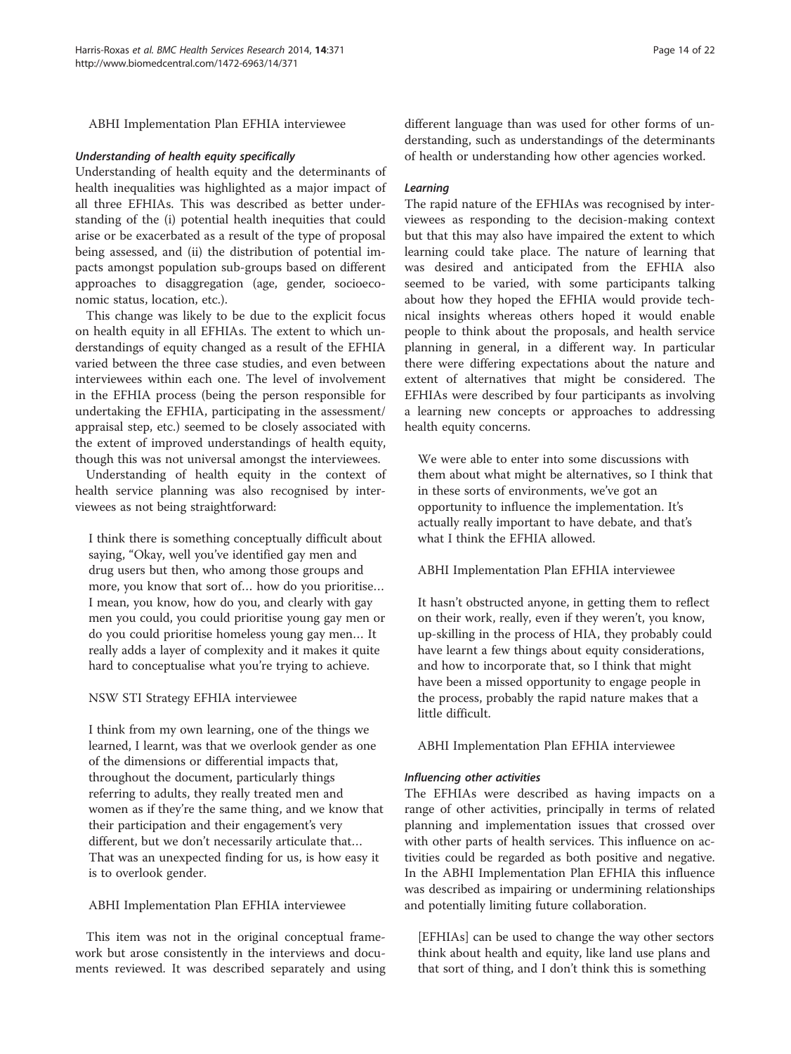ABHI Implementation Plan EFHIA interviewee

#### *Understanding of health equity specifically*

Understanding of health equity and the determinants of health inequalities was highlighted as a major impact of all three EFHIAs. This was described as better understanding of the (i) potential health inequities that could arise or be exacerbated as a result of the type of proposal being assessed, and (ii) the distribution of potential impacts amongst population sub-groups based on different approaches to disaggregation (age, gender, socioeconomic status, location, etc.).

This change was likely to be due to the explicit focus on health equity in all EFHIAs. The extent to which understandings of equity changed as a result of the EFHIA varied between the three case studies, and even between interviewees within each one. The level of involvement in the EFHIA process (being the person responsible for undertaking the EFHIA, participating in the assessment/appraisal step, etc.) seemed to be closely associated with the extent of improved understandings of health equity, though this was not universal amongst the interviewees.

Understanding of health equity in the context of health service planning was also recognised by interviewees as not being straightforward:

> I think there is something conceptually difficult about saying, "Okay, well you've identified gay men and drug users but then, who among those groups and more, you know that sort of… how do you prioritise… I mean, you know, how do you, and clearly with gay men you could, you could prioritise young gay men or do you could prioritise homeless young gay men… It really adds a layer of complexity and it makes it quite hard to conceptualise what you're trying to achieve.
>
> NSW STI Strategy EFHIA interviewee

> I think from my own learning, one of the things we learned, I learnt, was that we overlook gender as one of the dimensions or differential impacts that, throughout the document, particularly things referring to adults, they really treated men and women as if they're the same thing, and we know that their participation and their engagement's very different, but we don't necessarily articulate that… That was an unexpected finding for us, is how easy it is to overlook gender.
>
> ABHI Implementation Plan EFHIA interviewee

This item was not in the original conceptual framework but arose consistently in the interviews and documents reviewed. It was described separately and using different language than was used for other forms of understanding, such as understandings of the determinants of health or understanding how other agencies worked.

#### *Learning*

The rapid nature of the EFHIAs was recognised by interviewees as responding to the decision-making context but that this may also have impaired the extent to which learning could take place. The nature of learning that was desired and anticipated from the EFHIA also seemed to be varied, with some participants talking about how they hoped the EFHIA would provide technical insights whereas others hoped it would enable people to think about the proposals, and health service planning in general, in a different way. In particular there were differing expectations about the nature and extent of alternatives that might be considered. The EFHIAs were described by four participants as involving a learning new concepts or approaches to addressing health equity concerns.

> We were able to enter into some discussions with them about what might be alternatives, so I think that in these sorts of environments, we've got an opportunity to influence the implementation. It's actually really important to have debate, and that's what I think the EFHIA allowed.
>
> ABHI Implementation Plan EFHIA interviewee

> It hasn't obstructed anyone, in getting them to reflect on their work, really, even if they weren't, you know, up-skilling in the process of HIA, they probably could have learnt a few things about equity considerations, and how to incorporate that, so I think that might have been a missed opportunity to engage people in the process, probably the rapid nature makes that a little difficult.
>
> ABHI Implementation Plan EFHIA interviewee

#### *Influencing other activities*

The EFHIAs were described as having impacts on a range of other activities, principally in terms of related planning and implementation issues that crossed over with other parts of health services. This influence on activities could be regarded as both positive and negative. In the ABHI Implementation Plan EFHIA this influence was described as impairing or undermining relationships and potentially limiting future collaboration.

> [EFHIAs] can be used to change the way other sectors think about health and equity, like land use plans and that sort of thing, and I don't think this is something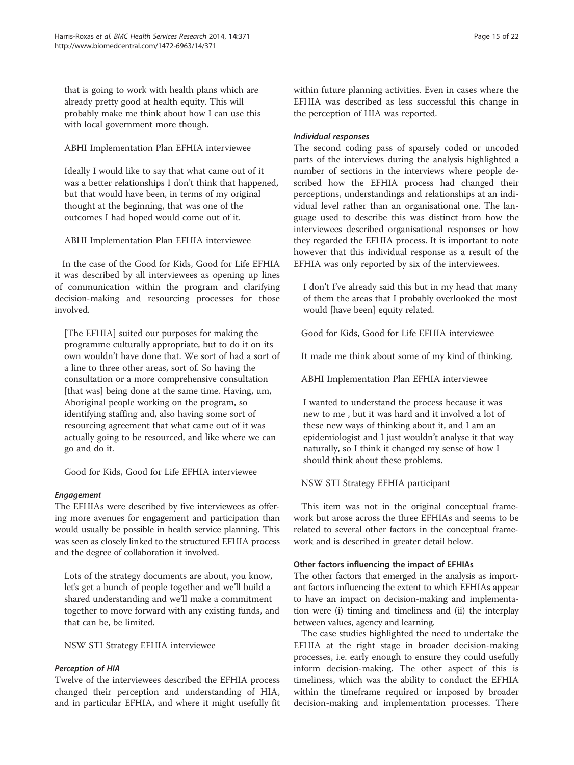that is going to work with health plans which are already pretty good at health equity. This will probably make me think about how I can use this with local government more though.

ABHI Implementation Plan EFHIA interviewee

Ideally I would like to say that what came out of it was a better relationships I don't think that happened, but that would have been, in terms of my original thought at the beginning, that was one of the outcomes I had hoped would come out of it.

ABHI Implementation Plan EFHIA interviewee

In the case of the Good for Kids, Good for Life EFHIA it was described by all interviewees as opening up lines of communication within the program and clarifying decision-making and resourcing processes for those involved.

[The EFHIA] suited our purposes for making the programme culturally appropriate, but to do it on its own wouldn't have done that. We sort of had a sort of a line to three other areas, sort of. So having the consultation or a more comprehensive consultation [that was] being done at the same time. Having, um, Aboriginal people working on the program, so identifying staffing and, also having some sort of resourcing agreement that what came out of it was actually going to be resourced, and like where we can go and do it.

Good for Kids, Good for Life EFHIA interviewee

#### *Engagement*

The EFHIAs were described by five interviewees as offering more avenues for engagement and participation than would usually be possible in health service planning. This was seen as closely linked to the structured EFHIA process and the degree of collaboration it involved.

Lots of the strategy documents are about, you know, let's get a bunch of people together and we'll build a shared understanding and we'll make a commitment together to move forward with any existing funds, and that can be, be limited.

NSW STI Strategy EFHIA interviewee

#### *Perception of HIA*

Twelve of the interviewees described the EFHIA process changed their perception and understanding of HIA, and in particular EFHIA, and where it might usefully fit within future planning activities. Even in cases where the EFHIA was described as less successful this change in the perception of HIA was reported.

#### *Individual responses*

The second coding pass of sparsely coded or uncoded parts of the interviews during the analysis highlighted a number of sections in the interviews where people described how the EFHIA process had changed their perceptions, understandings and relationships at an individual level rather than an organisational one. The language used to describe this was distinct from how the interviewees described organisational responses or how they regarded the EFHIA process. It is important to note however that this individual response as a result of the EFHIA was only reported by six of the interviewees.

I don't I've already said this but in my head that many of them the areas that I probably overlooked the most would [have been] equity related.

Good for Kids, Good for Life EFHIA interviewee

It made me think about some of my kind of thinking.

ABHI Implementation Plan EFHIA interviewee

I wanted to understand the process because it was new to me , but it was hard and it involved a lot of these new ways of thinking about it, and I am an epidemiologist and I just wouldn't analyse it that way naturally, so I think it changed my sense of how I should think about these problems.

NSW STI Strategy EFHIA participant

This item was not in the original conceptual framework but arose across the three EFHIAs and seems to be related to several other factors in the conceptual framework and is described in greater detail below.

### Other factors influencing the impact of EFHIAs

The other factors that emerged in the analysis as important factors influencing the extent to which EFHIAs appear to have an impact on decision-making and implementation were (i) timing and timeliness and (ii) the interplay between values, agency and learning.

The case studies highlighted the need to undertake the EFHIA at the right stage in broader decision-making processes, i.e. early enough to ensure they could usefully inform decision-making. The other aspect of this is timeliness, which was the ability to conduct the EFHIA within the timeframe required or imposed by broader decision-making and implementation processes. There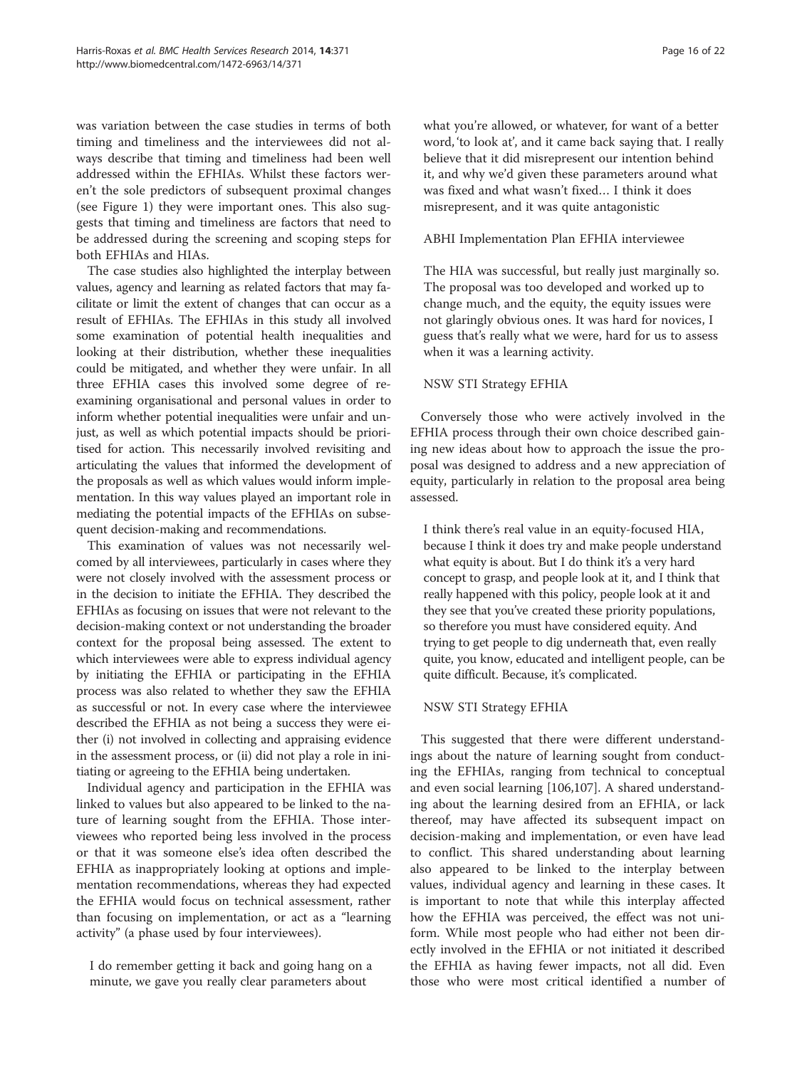was variation between the case studies in terms of both timing and timeliness and the interviewees did not always describe that timing and timeliness had been well addressed within the EFHIAs. Whilst these factors weren't the sole predictors of subsequent proximal changes (see Figure 1) they were important ones. This also suggests that timing and timeliness are factors that need to be addressed during the screening and scoping steps for both EFHIAs and HIAs.

The case studies also highlighted the interplay between values, agency and learning as related factors that may facilitate or limit the extent of changes that can occur as a result of EFHIAs. The EFHIAs in this study all involved some examination of potential health inequalities and looking at their distribution, whether these inequalities could be mitigated, and whether they were unfair. In all three EFHIA cases this involved some degree of re-examining organisational and personal values in order to inform whether potential inequalities were unfair and unjust, as well as which potential impacts should be prioritised for action. This necessarily involved revisiting and articulating the values that informed the development of the proposals as well as which values would inform implementation. In this way values played an important role in mediating the potential impacts of the EFHIAs on subsequent decision-making and recommendations.

This examination of values was not necessarily welcomed by all interviewees, particularly in cases where they were not closely involved with the assessment process or in the decision to initiate the EFHIA. They described the EFHIAs as focusing on issues that were not relevant to the decision-making context or not understanding the broader context for the proposal being assessed. The extent to which interviewees were able to express individual agency by initiating the EFHIA or participating in the EFHIA process was also related to whether they saw the EFHIA as successful or not. In every case where the interviewee described the EFHIA as not being a success they were either (i) not involved in collecting and appraising evidence in the assessment process, or (ii) did not play a role in initiating or agreeing to the EFHIA being undertaken.

Individual agency and participation in the EFHIA was linked to values but also appeared to be linked to the nature of learning sought from the EFHIA. Those interviewees who reported being less involved in the process or that it was someone else's idea often described the EFHIA as inappropriately looking at options and implementation recommendations, whereas they had expected the EFHIA would focus on technical assessment, rather than focusing on implementation, or act as a "learning activity" (a phase used by four interviewees).

> I do remember getting it back and going hang on a minute, we gave you really clear parameters about what you're allowed, or whatever, for want of a better word, 'to look at', and it came back saying that. I really believe that it did misrepresent our intention behind it, and why we'd given these parameters around what was fixed and what wasn't fixed… I think it does misrepresent, and it was quite antagonistic
>
> ABHI Implementation Plan EFHIA interviewee

> The HIA was successful, but really just marginally so. The proposal was too developed and worked up to change much, and the equity, the equity issues were not glaringly obvious ones. It was hard for novices, I guess that's really what we were, hard for us to assess when it was a learning activity.
>
> NSW STI Strategy EFHIA

Conversely those who were actively involved in the EFHIA process through their own choice described gaining new ideas about how to approach the issue the proposal was designed to address and a new appreciation of equity, particularly in relation to the proposal area being assessed.

> I think there's real value in an equity-focused HIA, because I think it does try and make people understand what equity is about. But I do think it's a very hard concept to grasp, and people look at it, and I think that really happened with this policy, people look at it and they see that you've created these priority populations, so therefore you must have considered equity. And trying to get people to dig underneath that, even really quite, you know, educated and intelligent people, can be quite difficult. Because, it's complicated.
>
> NSW STI Strategy EFHIA

This suggested that there were different understandings about the nature of learning sought from conducting the EFHIAs, ranging from technical to conceptual and even social learning [106,107]. A shared understanding about the learning desired from an EFHIA, or lack thereof, may have affected its subsequent impact on decision-making and implementation, or even have lead to conflict. This shared understanding about learning also appeared to be linked to the interplay between values, individual agency and learning in these cases. It is important to note that while this interplay affected how the EFHIA was perceived, the effect was not uniform. While most people who had either not been directly involved in the EFHIA or not initiated it described the EFHIA as having fewer impacts, not all did. Even those who were most critical identified a number of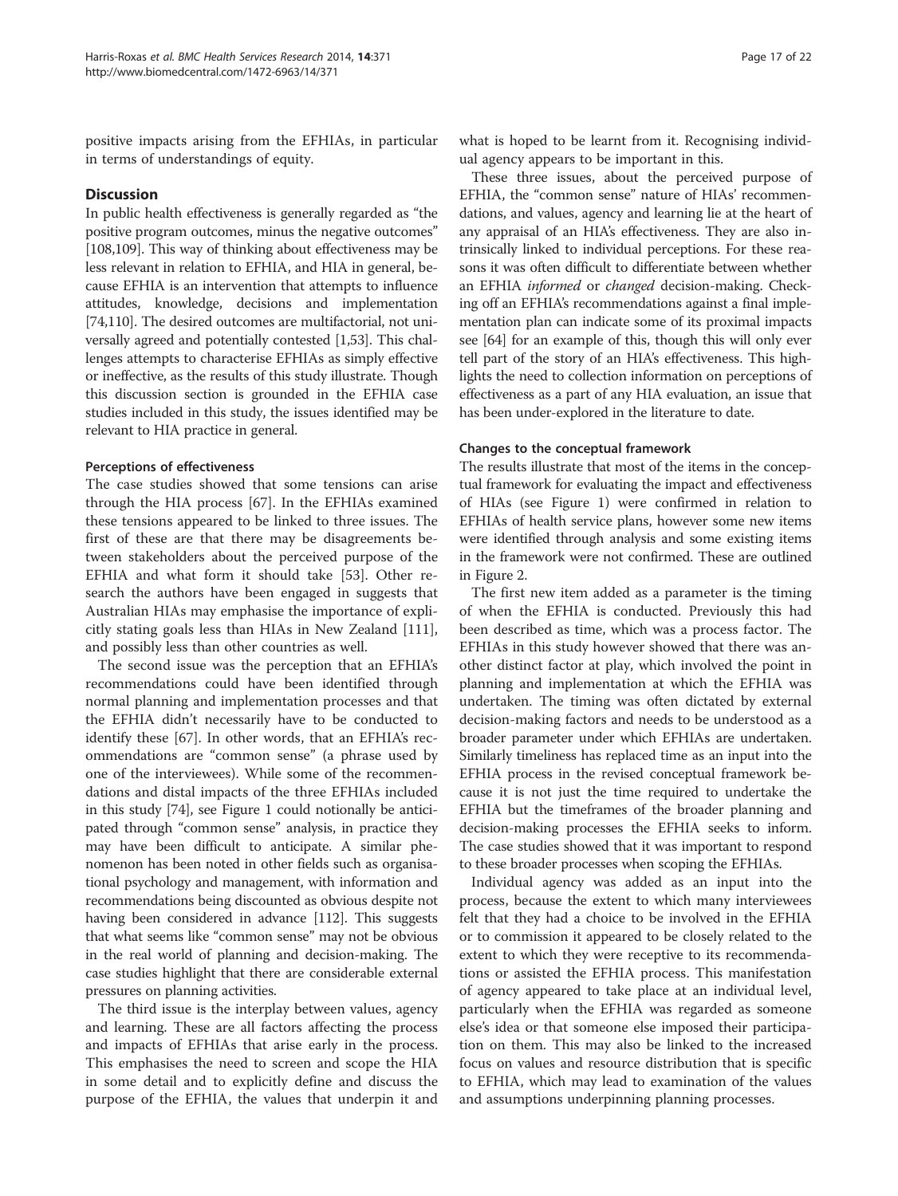positive impacts arising from the EFHIAs, in particular in terms of understandings of equity.

## Discussion

In public health effectiveness is generally regarded as "the positive program outcomes, minus the negative outcomes" [108,109]. This way of thinking about effectiveness may be less relevant in relation to EFHIA, and HIA in general, because EFHIA is an intervention that attempts to influence attitudes, knowledge, decisions and implementation [74,110]. The desired outcomes are multifactorial, not universally agreed and potentially contested [1,53]. This challenges attempts to characterise EFHIAs as simply effective or ineffective, as the results of this study illustrate. Though this discussion section is grounded in the EFHIA case studies included in this study, the issues identified may be relevant to HIA practice in general.

### Perceptions of effectiveness

The case studies showed that some tensions can arise through the HIA process [67]. In the EFHIAs examined these tensions appeared to be linked to three issues. The first of these are that there may be disagreements between stakeholders about the perceived purpose of the EFHIA and what form it should take [53]. Other research the authors have been engaged in suggests that Australian HIAs may emphasise the importance of explicitly stating goals less than HIAs in New Zealand [111], and possibly less than other countries as well.

The second issue was the perception that an EFHIA's recommendations could have been identified through normal planning and implementation processes and that the EFHIA didn't necessarily have to be conducted to identify these [67]. In other words, that an EFHIA's recommendations are "common sense" (a phrase used by one of the interviewees). While some of the recommendations and distal impacts of the three EFHIAs included in this study [74], see Figure 1 could notionally be anticipated through "common sense" analysis, in practice they may have been difficult to anticipate. A similar phenomenon has been noted in other fields such as organisational psychology and management, with information and recommendations being discounted as obvious despite not having been considered in advance [112]. This suggests that what seems like "common sense" may not be obvious in the real world of planning and decision-making. The case studies highlight that there are considerable external pressures on planning activities.

The third issue is the interplay between values, agency and learning. These are all factors affecting the process and impacts of EFHIAs that arise early in the process. This emphasises the need to screen and scope the HIA in some detail and to explicitly define and discuss the purpose of the EFHIA, the values that underpin it and what is hoped to be learnt from it. Recognising individual agency appears to be important in this.

These three issues, about the perceived purpose of EFHIA, the "common sense" nature of HIAs' recommendations, and values, agency and learning lie at the heart of any appraisal of an HIA's effectiveness. They are also intrinsically linked to individual perceptions. For these reasons it was often difficult to differentiate between whether an EFHIA *informed* or *changed* decision-making. Checking off an EFHIA's recommendations against a final implementation plan can indicate some of its proximal impacts see [64] for an example of this, though this will only ever tell part of the story of an HIA's effectiveness. This highlights the need to collection information on perceptions of effectiveness as a part of any HIA evaluation, an issue that has been under-explored in the literature to date.

### Changes to the conceptual framework

The results illustrate that most of the items in the conceptual framework for evaluating the impact and effectiveness of HIAs (see Figure 1) were confirmed in relation to EFHIAs of health service plans, however some new items were identified through analysis and some existing items in the framework were not confirmed. These are outlined in Figure 2.

The first new item added as a parameter is the timing of when the EFHIA is conducted. Previously this had been described as time, which was a process factor. The EFHIAs in this study however showed that there was another distinct factor at play, which involved the point in planning and implementation at which the EFHIA was undertaken. The timing was often dictated by external decision-making factors and needs to be understood as a broader parameter under which EFHIAs are undertaken. Similarly timeliness has replaced time as an input into the EFHIA process in the revised conceptual framework because it is not just the time required to undertake the EFHIA but the timeframes of the broader planning and decision-making processes the EFHIA seeks to inform. The case studies showed that it was important to respond to these broader processes when scoping the EFHIAs.

Individual agency was added as an input into the process, because the extent to which many interviewees felt that they had a choice to be involved in the EFHIA or to commission it appeared to be closely related to the extent to which they were receptive to its recommendations or assisted the EFHIA process. This manifestation of agency appeared to take place at an individual level, particularly when the EFHIA was regarded as someone else's idea or that someone else imposed their participation on them. This may also be linked to the increased focus on values and resource distribution that is specific to EFHIA, which may lead to examination of the values and assumptions underpinning planning processes.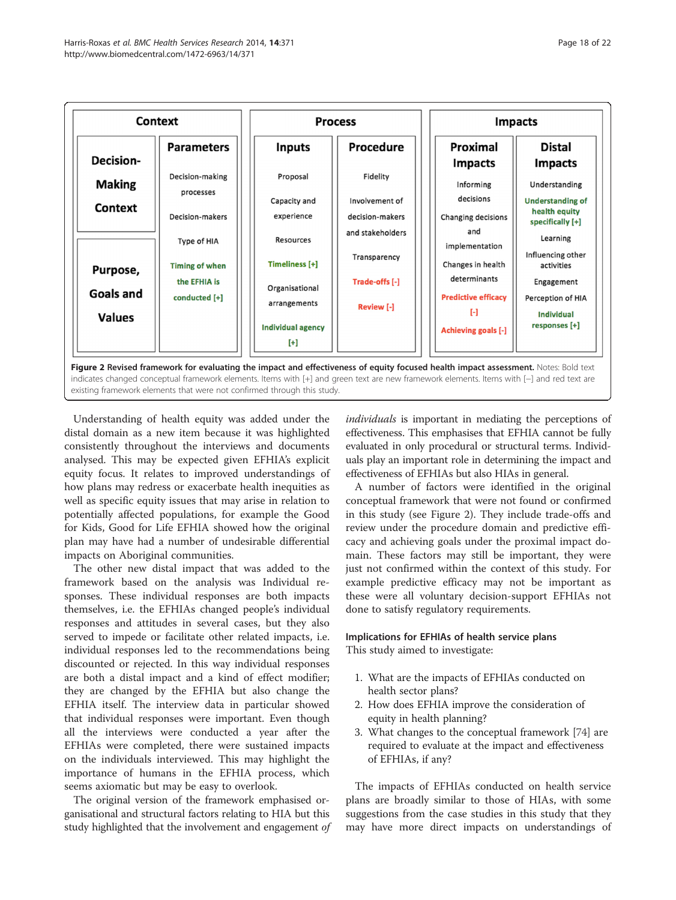| Context | | Process | | Impacts | |
|---|---|---|---|---|---|
| **Decision-Making Context** | **Parameters** | **Inputs** | **Procedure** | **Proximal Impacts** | **Distal Impacts** |
| | Decision-making processes | Proposal | Fidelity | Informing decisions | Understanding |
| | Decision-makers | Capacity and experience | Involvement of decision-makers and stakeholders | Changing decisions and implementation | Understanding of health equity specifically [+] |
| **Purpose, Goals and Values** | Type of HIA | Resources | Transparency | Changes in health determinants | Learning |
| | Timing of when the EFHIA is conducted [+] | Timeliness [+] | Trade-offs [-] | Predictive efficacy [-] | Influencing other activities |
| | | Organisational arrangements | Review [-] | Achieving goals [-] | Engagement |
| | | Individual agency [+] | | | Perception of HIA |
| | | | | | Individual responses [+] |

**Figure 2** Revised framework for evaluating the impact and effectiveness of equity focused health impact assessment. Notes: Bold text indicates changed conceptual framework elements. Items with [+] and green text are new framework elements. Items with [–] and red text are existing framework elements that were not confirmed through this study.

Understanding of health equity was added under the distal domain as a new item because it was highlighted consistently throughout the interviews and documents analysed. This may be expected given EFHIA's explicit equity focus. It relates to improved understandings of how plans may redress or exacerbate health inequities as well as specific equity issues that may arise in relation to potentially affected populations, for example the Good for Kids, Good for Life EFHIA showed how the original plan may have had a number of undesirable differential impacts on Aboriginal communities.

The other new distal impact that was added to the framework based on the analysis was Individual responses. These individual responses are both impacts themselves, i.e. the EFHIAs changed people's individual responses and attitudes in several cases, but they also served to impede or facilitate other related impacts, i.e. individual responses led to the recommendations being discounted or rejected. In this way individual responses are both a distal impact and a kind of effect modifier; they are changed by the EFHIA but also change the EFHIA itself. The interview data in particular showed that individual responses were important. Even though all the interviews were conducted a year after the EFHIAs were completed, there were sustained impacts on the individuals interviewed. This may highlight the importance of humans in the EFHIA process, which seems axiomatic but may be easy to overlook.

The original version of the framework emphasised organisational and structural factors relating to HIA but this study highlighted that the involvement and engagement *of individuals* is important in mediating the perceptions of effectiveness. This emphasises that EFHIA cannot be fully evaluated in only procedural or structural terms. Individuals play an important role in determining the impact and effectiveness of EFHIAs but also HIAs in general.

A number of factors were identified in the original conceptual framework that were not found or confirmed in this study (see Figure 2). They include trade-offs and review under the procedure domain and predictive efficacy and achieving goals under the proximal impact domain. These factors may still be important, they were just not confirmed within the context of this study. For example predictive efficacy may not be important as these were all voluntary decision-support EFHIAs not done to satisfy regulatory requirements.

### Implications for EFHIAs of health service plans

This study aimed to investigate:

1. What are the impacts of EFHIAs conducted on health sector plans?
2. How does EFHIA improve the consideration of equity in health planning?
3. What changes to the conceptual framework [74] are required to evaluate at the impact and effectiveness of EFHIAs, if any?

The impacts of EFHIAs conducted on health service plans are broadly similar to those of HIAs, with some suggestions from the case studies in this study that they may have more direct impacts on understandings of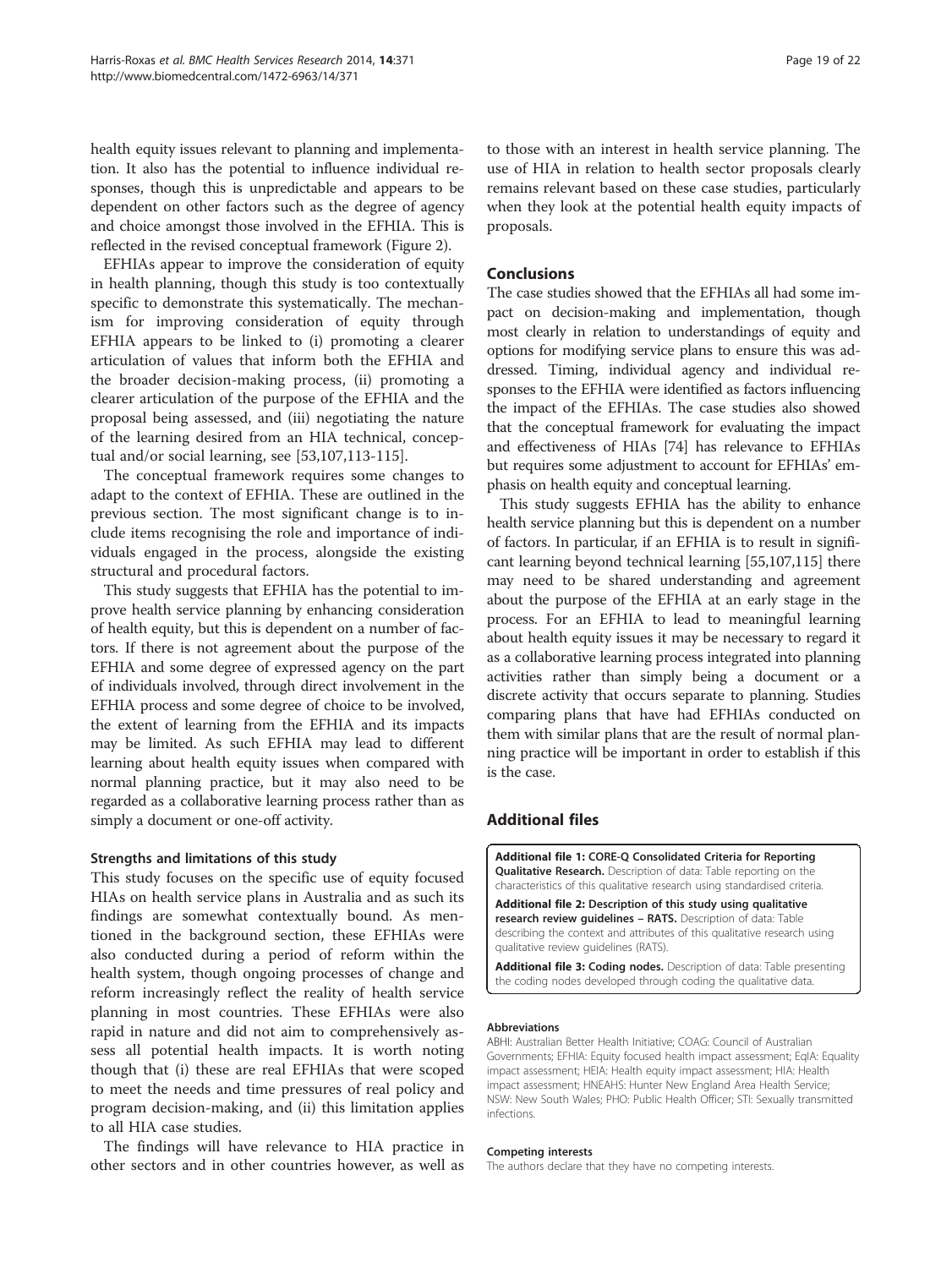health equity issues relevant to planning and implementation. It also has the potential to influence individual responses, though this is unpredictable and appears to be dependent on other factors such as the degree of agency and choice amongst those involved in the EFHIA. This is reflected in the revised conceptual framework (Figure 2).

EFHIAs appear to improve the consideration of equity in health planning, though this study is too contextually specific to demonstrate this systematically. The mechanism for improving consideration of equity through EFHIA appears to be linked to (i) promoting a clearer articulation of values that inform both the EFHIA and the broader decision-making process, (ii) promoting a clearer articulation of the purpose of the EFHIA and the proposal being assessed, and (iii) negotiating the nature of the learning desired from an HIA technical, conceptual and/or social learning, see [53,107,113-115].

The conceptual framework requires some changes to adapt to the context of EFHIA. These are outlined in the previous section. The most significant change is to include items recognising the role and importance of individuals engaged in the process, alongside the existing structural and procedural factors.

This study suggests that EFHIA has the potential to improve health service planning by enhancing consideration of health equity, but this is dependent on a number of factors. If there is not agreement about the purpose of the EFHIA and some degree of expressed agency on the part of individuals involved, through direct involvement in the EFHIA process and some degree of choice to be involved, the extent of learning from the EFHIA and its impacts may be limited. As such EFHIA may lead to different learning about health equity issues when compared with normal planning practice, but it may also need to be regarded as a collaborative learning process rather than as simply a document or one-off activity.

### Strengths and limitations of this study

This study focuses on the specific use of equity focused HIAs on health service plans in Australia and as such its findings are somewhat contextually bound. As mentioned in the background section, these EFHIAs were also conducted during a period of reform within the health system, though ongoing processes of change and reform increasingly reflect the reality of health service planning in most countries. These EFHIAs were also rapid in nature and did not aim to comprehensively assess all potential health impacts. It is worth noting though that (i) these are real EFHIAs that were scoped to meet the needs and time pressures of real policy and program decision-making, and (ii) this limitation applies to all HIA case studies.

The findings will have relevance to HIA practice in other sectors and in other countries however, as well as to those with an interest in health service planning. The use of HIA in relation to health sector proposals clearly remains relevant based on these case studies, particularly when they look at the potential health equity impacts of proposals.

## Conclusions

The case studies showed that the EFHIAs all had some impact on decision-making and implementation, though most clearly in relation to understandings of equity and options for modifying service plans to ensure this was addressed. Timing, individual agency and individual responses to the EFHIA were identified as factors influencing the impact of the EFHIAs. The case studies also showed that the conceptual framework for evaluating the impact and effectiveness of HIAs [74] has relevance to EFHIAs but requires some adjustment to account for EFHIAs' emphasis on health equity and conceptual learning.

This study suggests EFHIA has the ability to enhance health service planning but this is dependent on a number of factors. In particular, if an EFHIA is to result in significant learning beyond technical learning [55,107,115] there may need to be shared understanding and agreement about the purpose of the EFHIA at an early stage in the process. For an EFHIA to lead to meaningful learning about health equity issues it may be necessary to regard it as a collaborative learning process integrated into planning activities rather than simply being a document or a discrete activity that occurs separate to planning. Studies comparing plans that have had EFHIAs conducted on them with similar plans that are the result of normal planning practice will be important in order to establish if this is the case.

## Additional files

**Additional file 1: CORE-Q Consolidated Criteria for Reporting Qualitative Research.** Description of data: Table reporting on the characteristics of this qualitative research using standardised criteria.

**Additional file 2: Description of this study using qualitative research review guidelines – RATS.** Description of data: Table describing the context and attributes of this qualitative research using qualitative review guidelines (RATS).

**Additional file 3: Coding nodes.** Description of data: Table presenting the coding nodes developed through coding the qualitative data.

#### Abbreviations

ABHI: Australian Better Health Initiative; COAG: Council of Australian Governments; EFHIA: Equity focused health impact assessment; EqIA: Equality impact assessment; HEIA: Health equity impact assessment; HIA: Health impact assessment; HNEAHS: Hunter New England Area Health Service; NSW: New South Wales; PHO: Public Health Officer; STI: Sexually transmitted infections.

#### Competing interests

The authors declare that they have no competing interests.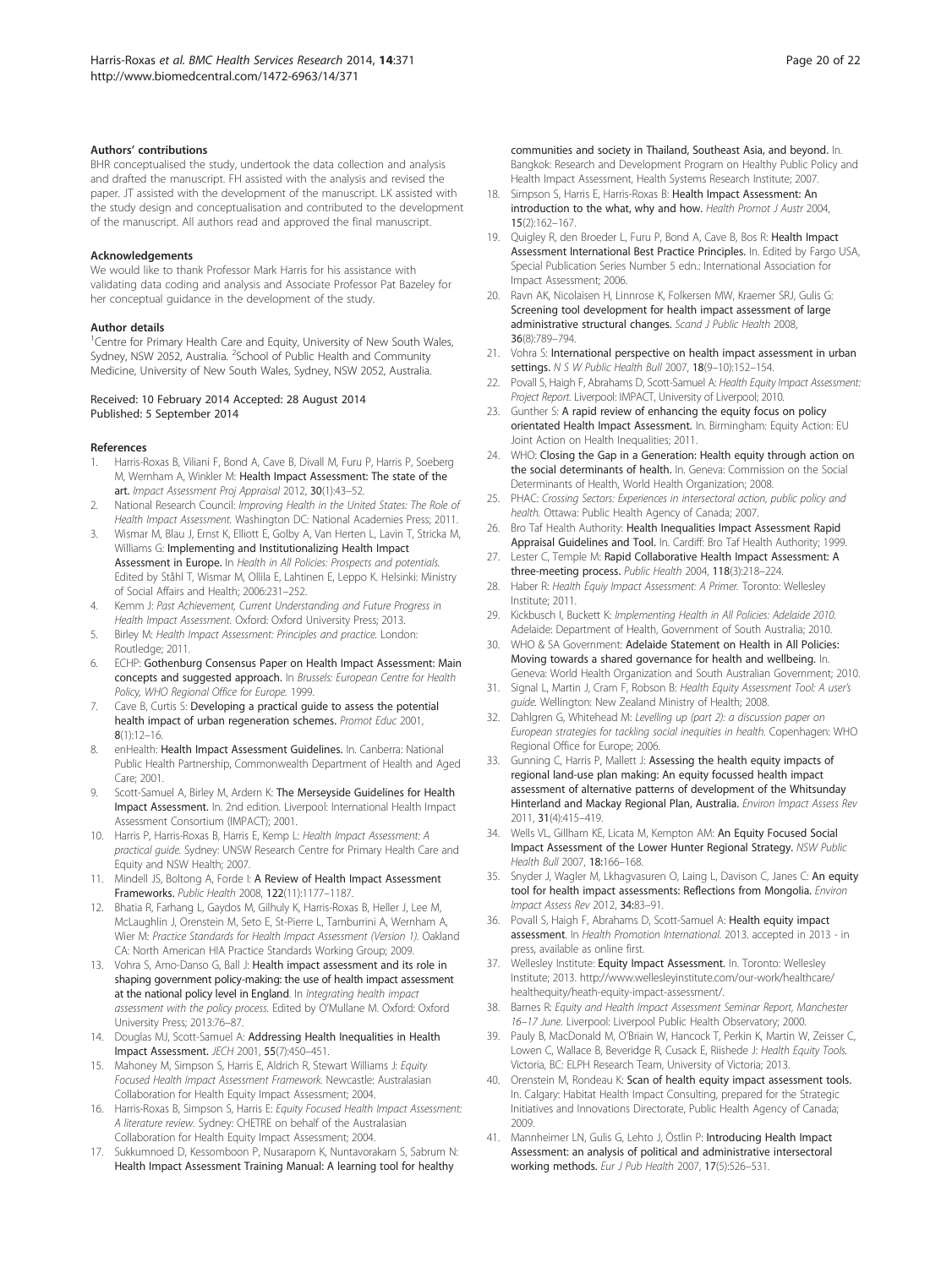### Authors' contributions

BHR conceptualised the study, undertook the data collection and analysis and drafted the manuscript. FH assisted with the analysis and revised the paper. JT assisted with the development of the manuscript. LK assisted with the study design and conceptualisation and contributed to the development of the manuscript. All authors read and approved the final manuscript.

### Acknowledgements

We would like to thank Professor Mark Harris for his assistance with validating data coding and analysis and Associate Professor Pat Bazeley for her conceptual guidance in the development of the study.

### Author details

[1]Centre for Primary Health Care and Equity, University of New South Wales, Sydney, NSW 2052, Australia. [2]School of Public Health and Community Medicine, University of New South Wales, Sydney, NSW 2052, Australia.

Received: 10 February 2014 Accepted: 28 August 2014
Published: 5 September 2014

### References

1. Harris-Roxas B, Viliani F, Bond A, Cave B, Divall M, Furu P, Harris P, Soeberg M, Wernham A, Winkler M: **Health Impact Assessment: The state of the art.** *Impact Assessment Proj Appraisal* 2012, **30**(1):43–52.
2. National Research Council: *Improving Health in the United States: The Role of Health Impact Assessment.* Washington DC: National Academies Press; 2011.
3. Wismar M, Blau J, Ernst K, Elliott E, Golby A, Van Herten L, Lavin T, Stricka M, Williams G: **Implementing and Institutionalizing Health Impact Assessment in Europe.** In *Health in All Policies: Prospects and potentials.* Edited by Ståhl T, Wismar M, Ollila E, Lahtinen E, Leppo K. Helsinki: Ministry of Social Affairs and Health; 2006:231–252.
4. Kemm J: *Past Achievement, Current Understanding and Future Progress in Health Impact Assessment.* Oxford: Oxford University Press; 2013.
5. Birley M: *Health Impact Assessment: Principles and practice.* London: Routledge; 2011.
6. ECHP: **Gothenburg Consensus Paper on Health Impact Assessment: Main concepts and suggested approach.** In *Brussels: European Centre for Health Policy, WHO Regional Office for Europe.* 1999.
7. Cave B, Curtis S: **Developing a practical guide to assess the potential health impact of urban regeneration schemes.** *Promot Educ* 2001, **8**(1):12–16.
8. enHealth: **Health Impact Assessment Guidelines.** In. Canberra: National Public Health Partnership, Commonwealth Department of Health and Aged Care; 2001.
9. Scott-Samuel A, Birley M, Ardern K: **The Merseyside Guidelines for Health Impact Assessment.** In. 2nd edition. Liverpool: International Health Impact Assessment Consortium (IMPACT); 2001.
10. Harris P, Harris-Roxas B, Harris E, Kemp L: *Health Impact Assessment: A practical guide.* Sydney: UNSW Research Centre for Primary Health Care and Equity and NSW Health; 2007.
11. Mindell JS, Boltong A, Forde I: **A Review of Health Impact Assessment Frameworks.** *Public Health* 2008, **122**(11):1177–1187.
12. Bhatia R, Farhang L, Gaydos M, Gilhuly K, Harris-Roxas B, Heller J, Lee M, McLaughlin J, Orenstein M, Seto E, St-Pierre L, Tamburrini A, Wernham A, Wier M: *Practice Standards for Health Impact Assessment (Version 1).* Oakland CA: North American HIA Practice Standards Working Group; 2009.
13. Vohra S, Amo-Danso G, Ball J: **Health impact assessment and its role in shaping government policy-making: the use of health impact assessment at the national policy level in England.** In *Integrating health impact assessment with the policy process.* Edited by O'Mullane M. Oxford: Oxford University Press; 2013:76–87.
14. Douglas MJ, Scott-Samuel A: **Addressing Health Inequalities in Health Impact Assessment.** *JECH* 2001, **55**(7):450–451.
15. Mahoney M, Simpson S, Harris E, Aldrich R, Stewart Williams J: *Equity Focused Health Impact Assessment Framework.* Newcastle: Australasian Collaboration for Health Equity Impact Assessment; 2004.
16. Harris-Roxas B, Simpson S, Harris E: *Equity Focused Health Impact Assessment: A literature review.* Sydney: CHETRE on behalf of the Australasian Collaboration for Health Equity Impact Assessment; 2004.
17. Sukkumnoed D, Kessomboon P, Nusaraporn K, Nuntavorakarn S, Sabrum N: **Health Impact Assessment Training Manual: A learning tool for healthy communities and society in Thailand, Southeast Asia, and beyond.** In. Bangkok: Research and Development Program on Healthy Public Policy and Health Impact Assessment, Health Systems Research Institute; 2007.
18. Simpson S, Harris E, Harris-Roxas B: **Health Impact Assessment: An introduction to the what, why and how.** *Health Promot J Austr* 2004, **15**(2):162–167.
19. Quigley R, den Broeder L, Furu P, Bond A, Cave B, Bos R: **Health Impact Assessment International Best Practice Principles.** In. Edited by Fargo USA, Special Publication Series Number 5 edn.: International Association for Impact Assessment; 2006.
20. Ravn AK, Nicolaisen H, Linnrose K, Folkersen MW, Kraemer SRJ, Gulis G: **Screening tool development for health impact assessment of large administrative structural changes.** *Scand J Public Health* 2008, **36**(8):789–794.
21. Vohra S: **International perspective on health impact assessment in urban settings.** *N S W Public Health Bull* 2007, **18**(9–10):152–154.
22. Povall S, Haigh F, Abrahams D, Scott-Samuel A: *Health Equity Impact Assessment: Project Report.* Liverpool: IMPACT, University of Liverpool; 2010.
23. Gunther S: **A rapid review of enhancing the equity focus on policy orientated Health Impact Assessment.** In. Birmingham: Equity Action: EU Joint Action on Health Inequalities; 2011.
24. WHO: **Closing the Gap in a Generation: Health equity through action on the social determinants of health.** In. Geneva: Commission on the Social Determinants of Health, World Health Organization; 2008.
25. PHAC: *Crossing Sectors: Experiences in intersectoral action, public policy and health.* Ottawa: Public Health Agency of Canada; 2007.
26. Bro Taf Health Authority: **Health Inequalities Impact Assessment Rapid Appraisal Guidelines and Tool.** In. Cardiff: Bro Taf Health Authority; 1999.
27. Lester C, Temple M: **Rapid Collaborative Health Impact Assessment: A three-meeting process.** *Public Health* 2004, **118**(3):218–224.
28. Haber R: *Health Equiy Impact Assessment: A Primer.* Toronto: Wellesley Institute; 2011.
29. Kickbusch I, Buckett K: *Implementing Health in All Policies: Adelaide 2010.* Adelaide: Department of Health, Government of South Australia; 2010.
30. WHO & SA Government: **Adelaide Statement on Health in All Policies: Moving towards a shared governance for health and wellbeing.** In. Geneva: World Health Organization and South Australian Government; 2010.
31. Signal L, Martin J, Cram F, Robson B: *Health Equity Assessment Tool: A user's guide.* Wellington: New Zealand Ministry of Health; 2008.
32. Dahlgren G, Whitehead M: *Levelling up (part 2): a discussion paper on European strategies for tackling social inequities in health.* Copenhagen: WHO Regional Office for Europe; 2006.
33. Gunning C, Harris P, Mallett J: **Assessing the health equity impacts of regional land-use plan making: An equity focussed health impact assessment of alternative patterns of development of the Whitsunday Hinterland and Mackay Regional Plan, Australia.** *Environ Impact Assess Rev* 2011, **31**(4):415–419.
34. Wells VL, Gillham KE, Licata M, Kempton AM: **An Equity Focused Social Impact Assessment of the Lower Hunter Regional Strategy.** *NSW Public Health Bull* 2007, **18:**166–168.
35. Snyder J, Wagler M, Lkhagvasuren O, Laing L, Davison C, Janes C: **An equity tool for health impact assessments: Reflections from Mongolia.** *Environ Impact Assess Rev* 2012, **34:**83–91.
36. Povall S, Haigh F, Abrahams D, Scott-Samuel A: **Health equity impact assessment**. In *Health Promotion International.* 2013. accepted in 2013 - in press, available as online first.
37. Wellesley Institute: **Equity Impact Assessment.** In. Toronto: Wellesley Institute; 2013. http://www.wellesleyinstitute.com/our-work/healthcare/healthequity/heath-equity-impact-assessment/.
38. Barnes R: *Equity and Health Impact Assessment Seminar Report, Manchester 16–17 June.* Liverpool: Liverpool Public Health Observatory; 2000.
39. Pauly B, MacDonald M, O'Briain W, Hancock T, Perkin K, Martin W, Zeisser C, Lowen C, Wallace B, Beveridge R, Cusack E, Riishede J: *Health Equity Tools.* Victoria, BC: ELPH Research Team, University of Victoria; 2013.
40. Orenstein M, Rondeau K: **Scan of health equity impact assessment tools.** In. Calgary: Habitat Health Impact Consulting, prepared for the Strategic Initiatives and Innovations Directorate, Public Health Agency of Canada; 2009.
41. Mannheimer LN, Gulis G, Lehto J, Östlin P: **Introducing Health Impact Assessment: an analysis of political and administrative intersectoral working methods.** *Eur J Pub Health* 2007, **17**(5):526–531.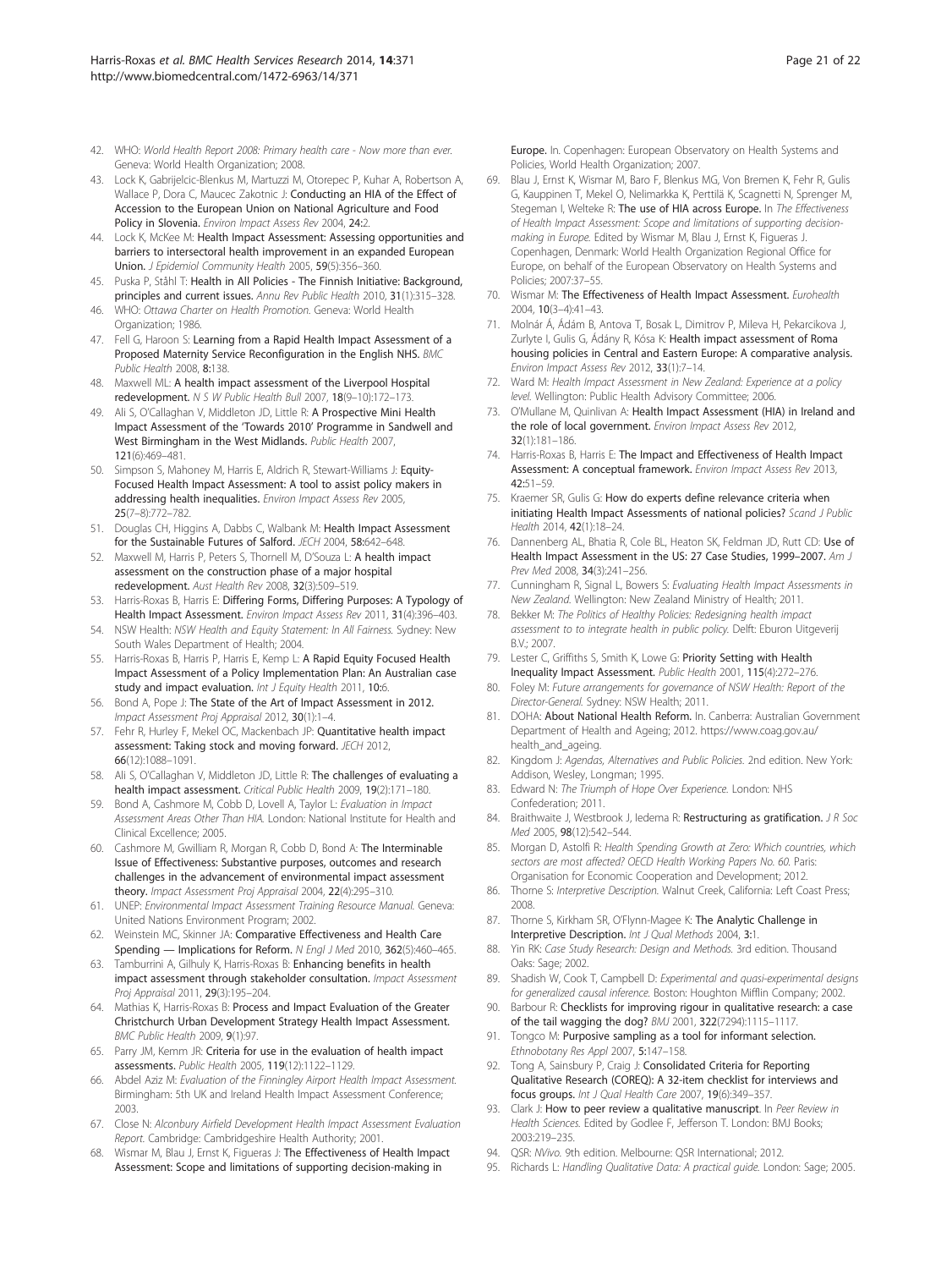42. WHO: *World Health Report 2008: Primary health care - Now more than ever.* Geneva: World Health Organization; 2008.
43. Lock K, Gabrijelcic-Blenkus M, Martuzzi M, Otorepec P, Kuhar A, Robertson A, Wallace P, Dora C, Maucec Zakotnic J: **Conducting an HIA of the Effect of Accession to the European Union on National Agriculture and Food Policy in Slovenia.** *Environ Impact Assess Rev* 2004, **24**:2.
44. Lock K, McKee M: **Health Impact Assessment: Assessing opportunities and barriers to intersectoral health improvement in an expanded European Union.** *J Epidemiol Community Health* 2005, **59**(5):356–360.
45. Puska P, Ståhl T: **Health in All Policies - The Finnish Initiative: Background, principles and current issues.** *Annu Rev Public Health* 2010, **31**(1):315–328.
46. WHO: *Ottawa Charter on Health Promotion.* Geneva: World Health Organization; 1986.
47. Fell G, Haroon S: **Learning from a Rapid Health Impact Assessment of a Proposed Maternity Service Reconfiguration in the English NHS.** *BMC Public Health* 2008, **8**:138.
48. Maxwell ML: **A health impact assessment of the Liverpool Hospital redevelopment.** *N S W Public Health Bull* 2007, **18**(9–10):172–173.
49. Ali S, O'Callaghan V, Middleton JD, Little R: **A Prospective Mini Health Impact Assessment of the 'Towards 2010' Programme in Sandwell and West Birmingham in the West Midlands.** *Public Health* 2007, **121**(6):469–481.
50. Simpson S, Mahoney M, Harris E, Aldrich R, Stewart-Williams J: **Equity-Focused Health Impact Assessment: A tool to assist policy makers in addressing health inequalities.** *Environ Impact Assess Rev* 2005, **25**(7–8):772–782.
51. Douglas CH, Higgins A, Dabbs C, Walbank M: **Health Impact Assessment for the Sustainable Futures of Salford.** *JECH* 2004, **58**:642–648.
52. Maxwell M, Harris P, Peters S, Thornell M, D'Souza L: **A health impact assessment on the construction phase of a major hospital redevelopment.** *Aust Health Rev* 2008, **32**(3):509–519.
53. Harris-Roxas B, Harris E: **Differing Forms, Differing Purposes: A Typology of Health Impact Assessment.** *Environ Impact Assess Rev* 2011, **31**(4):396–403.
54. NSW Health: *NSW Health and Equity Statement: In All Fairness.* Sydney: New South Wales Department of Health; 2004.
55. Harris-Roxas B, Harris P, Harris E, Kemp L: **A Rapid Equity Focused Health Impact Assessment of a Policy Implementation Plan: An Australian case study and impact evaluation.** *Int J Equity Health* 2011, **10**:6.
56. Bond A, Pope J: **The State of the Art of Impact Assessment in 2012.** *Impact Assessment Proj Appraisal* 2012, **30**(1):1–4.
57. Fehr R, Hurley F, Mekel OC, Mackenbach JP: **Quantitative health impact assessment: Taking stock and moving forward.** *JECH* 2012, **66**(12):1088–1091.
58. Ali S, O'Callaghan V, Middleton JD, Little R: **The challenges of evaluating a health impact assessment.** *Critical Public Health* 2009, **19**(2):171–180.
59. Bond A, Cashmore M, Cobb D, Lovell A, Taylor L: *Evaluation in Impact Assessment Areas Other Than HIA.* London: National Institute for Health and Clinical Excellence; 2005.
60. Cashmore M, Gwilliam R, Morgan R, Cobb D, Bond A: **The Interminable Issue of Effectiveness: Substantive purposes, outcomes and research challenges in the advancement of environmental impact assessment theory.** *Impact Assessment Proj Appraisal* 2004, **22**(4):295–310.
61. UNEP: *Environmental Impact Assessment Training Resource Manual.* Geneva: United Nations Environment Program; 2002.
62. Weinstein MC, Skinner JA: **Comparative Effectiveness and Health Care Spending — Implications for Reform.** *N Engl J Med* 2010, **362**(5):460–465.
63. Tamburrini A, Gilhuly K, Harris-Roxas B: **Enhancing benefits in health impact assessment through stakeholder consultation.** *Impact Assessment Proj Appraisal* 2011, **29**(3):195–204.
64. Mathias K, Harris-Roxas B: **Process and Impact Evaluation of the Greater Christchurch Urban Development Strategy Health Impact Assessment.** *BMC Public Health* 2009, **9**(1):97.
65. Parry JM, Kemm JR: **Criteria for use in the evaluation of health impact assessments.** *Public Health* 2005, **119**(12):1122–1129.
66. Abdel Aziz M: *Evaluation of the Finningley Airport Health Impact Assessment.* Birmingham: 5th UK and Ireland Health Impact Assessment Conference; 2003.
67. Close N: *Alconbury Airfield Development Health Impact Assessment Evaluation Report.* Cambridge: Cambridgeshire Health Authority; 2001.
68. Wismar M, Blau J, Ernst K, Figueras J: **The Effectiveness of Health Impact Assessment: Scope and limitations of supporting decision-making in Europe.** In. Copenhagen: European Observatory on Health Systems and Policies, World Health Organization; 2007.
69. Blau J, Ernst K, Wismar M, Baro F, Blenkus MG, Von Bremen K, Fehr R, Gulis G, Kauppinen T, Mekel O, Nelimarkka K, Perttilä K, Scagnetti N, Sprenger M, Stegeman I, Welteke R: **The use of HIA across Europe.** In *The Effectiveness of Health Impact Assessment: Scope and limitations of supporting decision-making in Europe.* Edited by Wismar M, Blau J, Ernst K, Figueras J. Copenhagen, Denmark: World Health Organization Regional Office for Europe, on behalf of the European Observatory on Health Systems and Policies; 2007:37–55.
70. Wismar M: **The Effectiveness of Health Impact Assessment.** *Eurohealth* 2004, **10**(3–4):41–43.
71. Molnár Á, Ádám B, Antova T, Bosak L, Dimitrov P, Mileva H, Pekarcikova J, Zurlyte I, Gulis G, Ádány R, Kósa K: **Health impact assessment of Roma housing policies in Central and Eastern Europe: A comparative analysis.** *Environ Impact Assess Rev* 2012, **33**(1):7–14.
72. Ward M: *Health Impact Assessment in New Zealand: Experience at a policy level.* Wellington: Public Health Advisory Committee; 2006.
73. O'Mullane M, Quinlivan A: **Health Impact Assessment (HIA) in Ireland and the role of local government.** *Environ Impact Assess Rev* 2012, **32**(1):181–186.
74. Harris-Roxas B, Harris E: **The Impact and Effectiveness of Health Impact Assessment: A conceptual framework.** *Environ Impact Assess Rev* 2013, **42**:51–59.
75. Kraemer SR, Gulis G: **How do experts define relevance criteria when initiating Health Impact Assessments of national policies?** *Scand J Public Health* 2014, **42**(1):18–24.
76. Dannenberg AL, Bhatia R, Cole BL, Heaton SK, Feldman JD, Rutt CD: **Use of Health Impact Assessment in the US: 27 Case Studies, 1999–2007.** *Am J Prev Med* 2008, **34**(3):241–256.
77. Cunningham R, Signal L, Bowers S: *Evaluating Health Impact Assessments in New Zealand.* Wellington: New Zealand Ministry of Health; 2011.
78. Bekker M: *The Politics of Healthy Policies: Redesigning health impact assessment to to integrate health in public policy.* Delft: Eburon Uitgeverij B.V.; 2007.
79. Lester C, Griffiths S, Smith K, Lowe G: **Priority Setting with Health Inequality Impact Assessment.** *Public Health* 2001, **115**(4):272–276.
80. Foley M: *Future arrangements for governance of NSW Health: Report of the Director-General.* Sydney: NSW Health; 2011.
81. DOHA: **About National Health Reform.** In. Canberra: Australian Government Department of Health and Ageing; 2012. https://www.coag.gov.au/health_and_ageing.
82. Kingdom J: *Agendas, Alternatives and Public Policies.* 2nd edition. New York: Addison, Wesley, Longman; 1995.
83. Edward N: *The Triumph of Hope Over Experience.* London: NHS Confederation; 2011.
84. Braithwaite J, Westbrook J, Iedema R: **Restructuring as gratification.** *J R Soc Med* 2005, **98**(12):542–544.
85. Morgan D, Astolfi R: *Health Spending Growth at Zero: Which countries, which sectors are most affected? OECD Health Working Papers No. 60.* Paris: Organisation for Economic Cooperation and Development; 2012.
86. Thorne S: *Interpretive Description.* Walnut Creek, California: Left Coast Press; 2008.
87. Thorne S, Kirkham SR, O'Flynn-Magee K: **The Analytic Challenge in Interpretive Description.** *Int J Qual Methods* 2004, **3**:1.
88. Yin RK: *Case Study Research: Design and Methods.* 3rd edition. Thousand Oaks: Sage; 2002.
89. Shadish W, Cook T, Campbell D: *Experimental and quasi-experimental designs for generalized causal inference.* Boston: Houghton Mifflin Company; 2002.
90. Barbour R: **Checklists for improving rigour in qualitative research: a case of the tail wagging the dog?** *BMJ* 2001, **322**(7294):1115–1117.
91. Tongco M: **Purposive sampling as a tool for informant selection.** *Ethnobotany Res Appl* 2007, **5**:147–158.
92. Tong A, Sainsbury P, Craig J: **Consolidated Criteria for Reporting Qualitative Research (COREQ): A 32-item checklist for interviews and focus groups.** *Int J Qual Health Care* 2007, **19**(6):349–357.
93. Clark J: **How to peer review a qualitative manuscript.** In *Peer Review in Health Sciences.* Edited by Godlee F, Jefferson T. London: BMJ Books; 2003:219–235.
94. QSR: *NVivo.* 9th edition. Melbourne: QSR International; 2012.
95. Richards L: *Handling Qualitative Data: A practical guide.* London: Sage; 2005.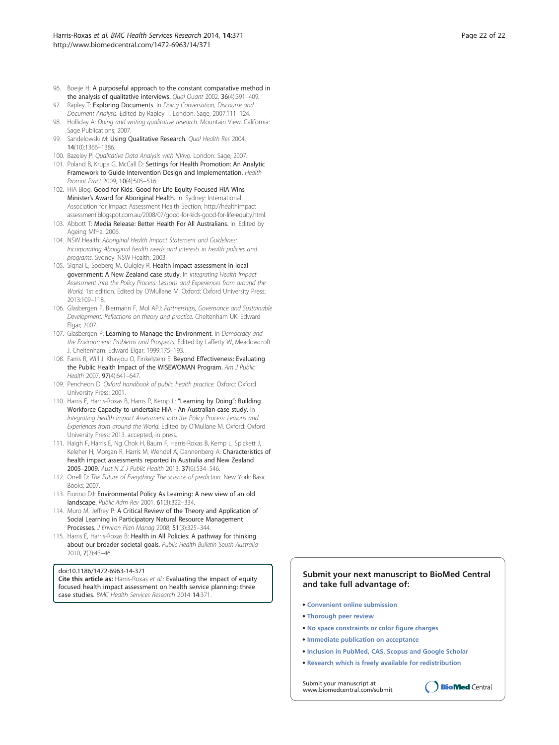96. Boeije H: A purposeful approach to the constant comparative method in the analysis of qualitative interviews. *Qual Quant* 2002, **36**(4):391–409.
97. Rapley T: Exploring Documents. In *Doing Conversation, Discourse and Document Analysis*. Edited by Rapley T. London: Sage; 2007:111–124.
98. Holliday A: *Doing and writing qualitative research*. Mountain View, California: Sage Publications; 2007.
99. Sandelowski M: Using Qualitative Research. *Qual Health Res* 2004, **14**(10):1366–1386.
100. Bazeley P: *Qualitative Data Analysis with NVivo*. London: Sage; 2007.
101. Poland B, Krupa G, McCall D: Settings for Health Promotion: An Analytic Framework to Guide Intervention Design and Implementation. *Health Promot Pract* 2009, **10**(4):505–516.
102. HIA Blog: Good for Kids. Good for Life Equity Focused HIA Wins Minister's Award for Aboriginal Health. In. Sydney: International Association for Impact Assessment Health Section; http://healthimpactassessment.blogspot.com.au/2008/07/good-for-kids-good-for-life-equity.html.
103. Abbott T: Media Release: Better Health For All Australians. In. Edited by Ageing MfHa. 2006.
104. NSW Health: *Aboriginal Health Impact Statement and Guidelines: Incorporating Aboriginal health needs and interests in health policies and programs*. Sydney: NSW Health; 2003.
105. Signal L, Soeberg M, Quigley R: Health impact assessment in local government: A New Zealand case study. In *Integrating Health Impact Assessment into the Policy Process: Lessons and Experiences from around the World*. 1st edition. Edited by O'Mullane M. Oxford: Oxford University Press; 2013:109–118.
106. Glasbergen P, Biermann F, Mol APJ: *Partnerships, Governance and Sustainable Development: Reflections on theory and practice*. Cheltenham UK: Edward Elgar; 2007.
107. Glasbergen P: Learning to Manage the Environment. In *Democracy and the Environment: Problems and Prospects*. Edited by Lafferty W, Meadowcroft J. Cheltenham: Edward Elgar; 1999:175–193.
108. Farris R, Will J, Khavjou O, Finkelstein E: Beyond Effectiveness: Evaluating the Public Health Impact of the WISEWOMAN Program. *Am J Public Health* 2007, **97**(4):641–647.
109. Pencheon D: *Oxford handbook of public health practice*. Oxford: Oxford University Press; 2001.
110. Harris E, Harris-Roxas B, Harris P, Kemp L: "Learning by Doing": Building Workforce Capacity to undertake HIA - An Australian case study. In *Integrating Health Impact Assessment into the Policy Process: Lessons and Experiences from around the World*. Edited by O'Mullane M. Oxford: Oxford University Press; 2013. accepted, in press.
111. Haigh F, Harris E, Ng Chok H, Baum F, Harris-Roxas B, Kemp L, Spickett J, Keleher H, Morgan R, Harris M, Wendel A, Dannenberg A: Characteristics of health impact assessments reported in Australia and New Zealand 2005–2009. *Aust N Z J Public Health* 2013, **37**(6):534–546.
112. Orrell D: *The Future of Everything: The science of prediction*. New York: Basic Books; 2007.
113. Fiorino DJ: Environmental Policy As Learning: A new view of an old landscape. *Public Adm Rev* 2001, **61**(3):322–334.
114. Muro M, Jeffrey P: A Critical Review of the Theory and Application of Social Learning in Participatory Natural Resource Management Processes. *J Environ Plan Manag* 2008, **51**(3):325–344.
115. Harris E, Harris-Roxas B: Health in All Policies: A pathway for thinking about our broader societal goals. *Public Health Bulletin South Australia* 2010, **7**(2):43–46.

doi:10.1186/1472-6963-14-371
**Cite this article as:** Harris-Roxas *et al.*: Evaluating the impact of equity focused health impact assessment on health service planning: three case studies. *BMC Health Services Research* 2014 **14**:371.

**Submit your next manuscript to BioMed Central and take full advantage of:**

- **Convenient online submission**
- **Thorough peer review**
- **No space constraints or color figure charges**
- **Immediate publication on acceptance**
- **Inclusion in PubMed, CAS, Scopus and Google Scholar**
- **Research which is freely available for redistribution**

Submit your manuscript at www.biomedcentral.com/submit

BioMed Central